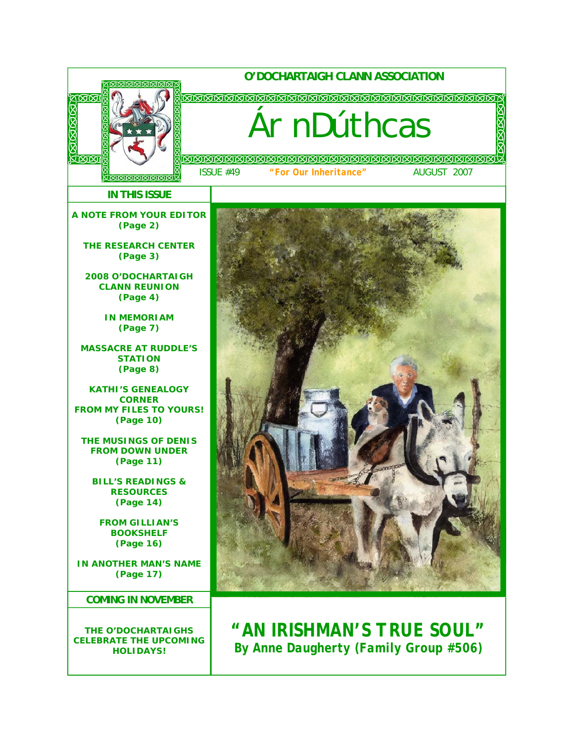**O'DOCHARTAIGH CLANN ASSOCIATION**

# Ár nDúthcas

ISSUE #49 *"For Our Inheritance"* AUGUST 2007

## IN THIS ISSUE

**A NOTE FROM YOUR EDITOR (Page 2)**

**THE RESEARCH CENTER (Page 3)**

**2008 O'DOCHARTAIGH CLANN REUNION (Page 4)**

**IN MEMORIAM (Page 7)**

**MASSACRE AT RUDDLE'S STATION (Page 8)**

**KATHI'S GENEALOGY CORNER FROM MY FILES TO YOURS! (Page 10)**

**THE MUSINGS OF DENIS FROM DOWN UNDER (Page 11)**

**BILL'S READINGS & RESOURCES (Page 14)**

**FROM GILLIAN'S BOOKSHELF (Page 16)**

**IN ANOTHER MAN'S NAME (Page 17)**

## COMING IN NOVEMBER

**THE O'DOCHARTAIGHS CELEBRATE THE UPCOMING HOLIDAYS!**

**"AN IRISHMAN'S TRUE SOUL"**
***By Anne Daugherty (Family Group #506)***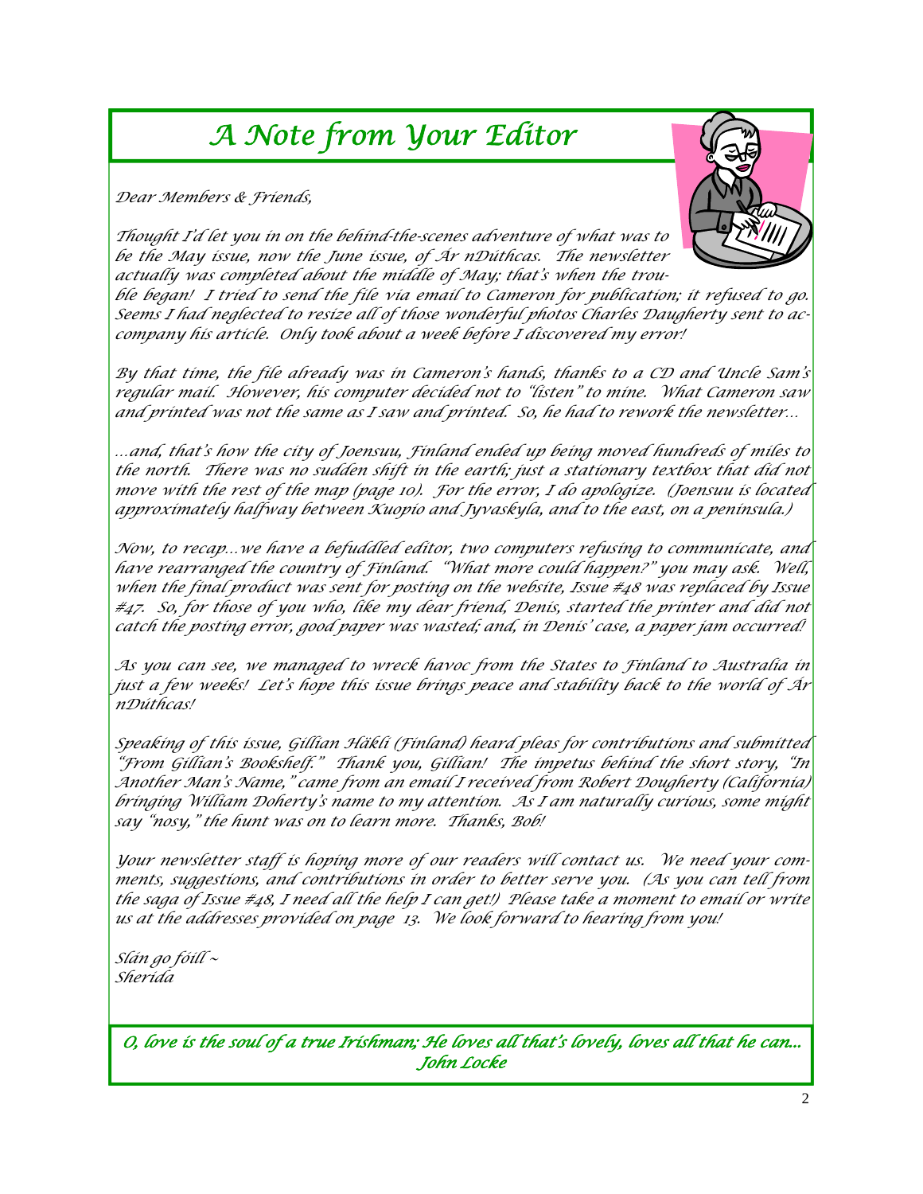# *A Note from Your Editor*

*Dear Members & Friends,*

*Thought I'd let you in on the behind-the-scenes adventure of what was to be the May issue, now the June issue, of Ár nDúthcas. The newsletter actually was completed about the middle of May; that's when the trouble began! I tried to send the file via email to Cameron for publication; it refused to go. Seems I had neglected to resize all of those wonderful photos Charles Daugherty sent to accompany his article. Only took about a week before I discovered my error!*

*By that time, the file already was in Cameron's hands, thanks to a CD and Uncle Sam's regular mail. However, his computer decided not to "listen" to mine. What Cameron saw and printed was not the same as I saw and printed. So, he had to rework the newsletter…*

*…and, that's how the city of Joensuu, Finland ended up being moved hundreds of miles to the north. There was no sudden shift in the earth; just a stationary textbox that did not move with the rest of the map (page 10). For the error, I do apologize. (Joensuu is located approximately halfway between Kuopio and Jyvaskyla, and to the east, on a peninsula.)*

*Now, to recap…we have a befuddled editor, two computers refusing to communicate, and have rearranged the country of Finland. "What more could happen?" you may ask. Well, when the final product was sent for posting on the website, Issue #48 was replaced by Issue #47. So, for those of you who, like my dear friend, Denis, started the printer and did not catch the posting error, good paper was wasted; and, in Denis' case, a paper jam occurred!*

*As you can see, we managed to wreck havoc from the States to Finland to Australia in just a few weeks! Let's hope this issue brings peace and stability back to the world of Ár nDúthcas!*

*Speaking of this issue, Gillian Häkli (Finland) heard pleas for contributions and submitted "From Gillian's Bookshelf." Thank you, Gillian! The impetus behind the short story, "In Another Man's Name," came from an email I received from Robert Dougherty (California) bringing William Doherty's name to my attention. As I am naturally curious, some might say "nosy," the hunt was on to learn more. Thanks, Bob!*

*Your newsletter staff is hoping more of our readers will contact us. We need your comments, suggestions, and contributions in order to better serve you. (As you can tell from the saga of Issue #48, I need all the help I can get!) Please take a moment to email or write us at the addresses provided on page 13. We look forward to hearing from you!*

*Slán go fóill ~*
*Sherida*

*O, love is the soul of a true Irishman; He loves all that's lovely, loves all that he can...*
*John Locke*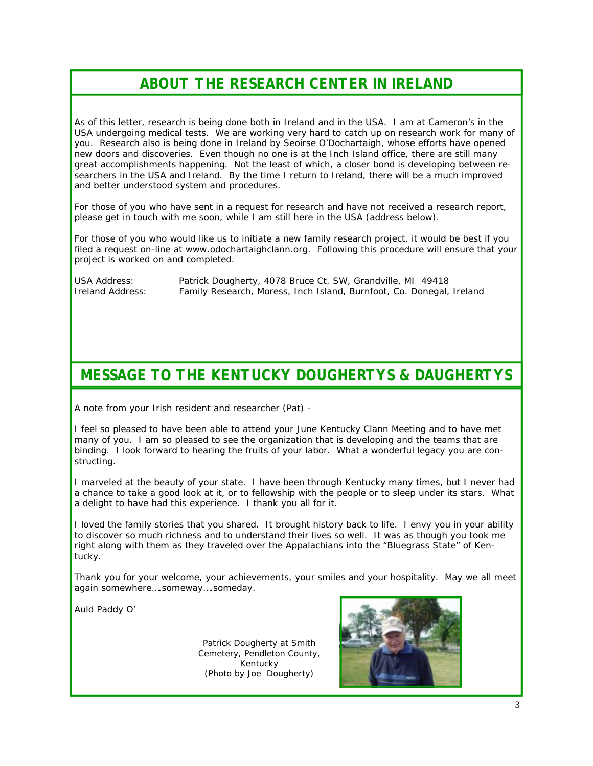## ABOUT THE RESEARCH CENTER IN IRELAND

As of this letter, research is being done both in Ireland and in the USA. I am at Cameron's in the USA undergoing medical tests. We are working very hard to catch up on research work for many of you. Research also is being done in Ireland by Seoirse O'Dochartaigh, whose efforts have opened new doors and discoveries. Even though no one is at the Inch Island office, there are still many great accomplishments happening. Not the least of which, a closer bond is developing between researchers in the USA and Ireland. By the time I return to Ireland, there will be a much improved and better understood system and procedures.

For those of you who have sent in a request for research and have not received a research report, please get in touch with me soon, while I am still here in the USA (address below).

For those of you who would like us to initiate a new family research project, it would be best if you filed a request on-line at www.odochartaighclann.org. Following this procedure will ensure that your project is worked on and completed.

USA Address: Patrick Dougherty, 4078 Bruce Ct. SW, Grandville, MI 49418
Ireland Address: Family Research, Moress, Inch Island, Burnfoot, Co. Donegal, Ireland

## MESSAGE TO THE KENTUCKY DOUGHERTYS & DAUGHERTYS

A note from your Irish resident and researcher (Pat) -

I feel so pleased to have been able to attend your June Kentucky Clann Meeting and to have met many of you. I am so pleased to see the organization that is developing and the teams that are binding. I look forward to hearing the fruits of your labor. What a wonderful legacy you are constructing.

I marveled at the beauty of your state. I have been through Kentucky many times, but I never had a chance to take a good look at it, or to fellowship with the people or to sleep under its stars. What a delight to have had this experience. I thank you all for it.

I loved the family stories that you shared. It brought history back to life. I envy you in your ability to discover so much richness and to understand their lives so well. It was as though you took me right along with them as they traveled over the Appalachians into the "Bluegrass State" of Kentucky.

Thank you for your welcome, your achievements, your smiles and your hospitality. May we all meet again somewhere….someway….someday.

Auld Paddy O'

Patrick Dougherty at Smith Cemetery, Pendleton County, Kentucky
(Photo by Joe Dougherty)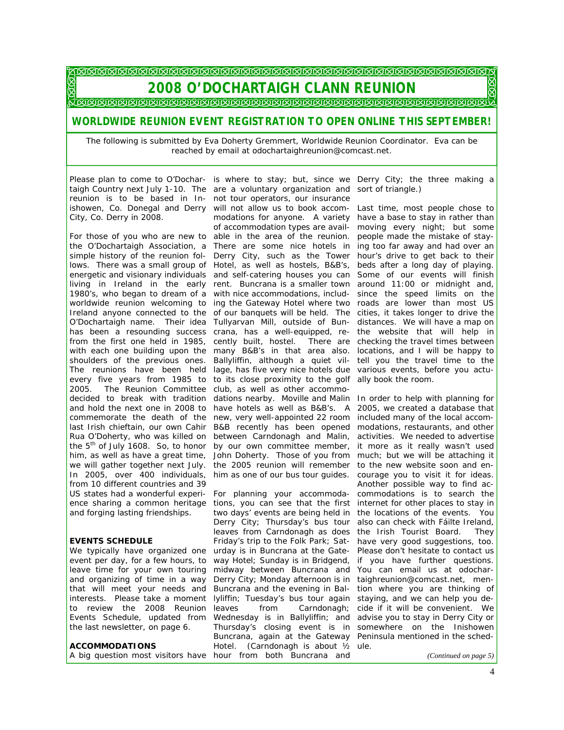# 2008 O'DOCHARTAIGH CLANN REUNION

## WORLDWIDE REUNION EVENT REGISTRATION TO OPEN ONLINE THIS SEPTEMBER!

The following is submitted by Eva Doherty Gremmert, Worldwide Reunion Coordinator. Eva can be reached by email at odochartaighreunion@comcast.net.

Please plan to come to O'Dochartaigh Country next July 1-10. The reunion is to be based in Inishowen, Co. Donegal and Derry City, Co. Derry in 2008.

For those of you who are new to the O'Dochartaigh Association, a simple history of the reunion follows. There was a small group of energetic and visionary individuals living in Ireland in the early 1980's, who began to dream of a worldwide reunion welcoming to Ireland anyone connected to the O'Dochartaigh name. Their idea has been a resounding success from the first one held in 1985, with each one building upon the shoulders of the previous ones. The reunions have been held every five years from 1985 to 2005. The Reunion Committee decided to break with tradition and hold the next one in 2008 to commemorate the death of the last Irish chieftain, our own Cahir Rua O'Doherty, who was killed on the 5th of July 1608. So, to honor him, as well as have a great time, we will gather together next July. In 2005, over 400 individuals, from 10 different countries and 39 US states had a wonderful experience sharing a common heritage and forging lasting friendships.

### EVENTS SCHEDULE

We typically have organized one event per day, for a few hours, to leave time for your own touring and organizing of time in a way that will meet your needs and interests. Please take a moment to review the 2008 Reunion Events Schedule, updated from the last newsletter, on page 6.

### ACCOMMODATIONS

A big question most visitors have is where to stay; but, since we are a voluntary organization and not tour operators, our insurance will not allow us to book accommodations for anyone. A variety of accommodation types are available in the area of the reunion. There are some nice hotels in Derry City, such as the Tower Hotel, as well as hostels, B&B's, and self-catering houses you can rent. Buncrana is a smaller town with nice accommodations, including the Gateway Hotel where two of our banquets will be held. The Tullyarvan Mill, outside of Buncrana, has a well-equipped, recently built, hostel. There are many B&B's in that area also. Ballyliffin, although a quiet village, has five very nice hotels due to its close proximity to the golf club, as well as other accommodations nearby. Moville and Malin have hotels as well as B&B's. A new, very well-appointed 22 room B&B recently has been opened between Carndonagh and Malin, by our own committee member, John Doherty. Those of you from the 2005 reunion will remember him as one of our bus tour guides.

For planning your accommodations, you can see that the first two days' events are being held in Derry City; Thursday's bus tour leaves from Carndonagh as does Friday's trip to the Folk Park; Saturday is in Buncrana at the Gateway Hotel; Sunday is in Bridgend, midway between Buncrana and Derry City; Monday afternoon is in Buncrana and the evening in Ballyliffin; Tuesday's bus tour again leaves from Carndonagh; Wednesday is in Ballyliffin; and Thursday's closing event is in Buncrana, again at the Gateway Hotel. (Carndonagh is about ½ hour from both Buncrana and Derry City; the three making a sort of triangle.)

Last time, most people chose to have a base to stay in rather than moving every night; but some people made the mistake of staying too far away and had over an hour's drive to get back to their beds after a long day of playing. Some of our events will finish around 11:00 or midnight and, since the speed limits on the roads are lower than most US cities, it takes longer to drive the distances. We will have a map on the website that will help in checking the travel times between locations, and I will be happy to tell you the travel time to the various events, before you actually book the room.

In order to help with planning for 2005, we created a database that included many of the local accommodations, restaurants, and other activities. We needed to advertise it more as it really wasn't used much; but we will be attaching it to the new website soon and encourage you to visit it for ideas. Another possible way to find accommodations is to search the internet for other places to stay in the locations of the events. You also can check with Fáilte Ireland, the Irish Tourist Board. They have very good suggestions, too. Please don't hesitate to contact us if you have further questions. You can email us at odochartaighreunion@comcast.net, mention where you are thinking of staying, and we can help you decide if it will be convenient. We advise you to stay in Derry City or somewhere on the Inishowen Peninsula mentioned in the schedule.

*(Continued on page 5)*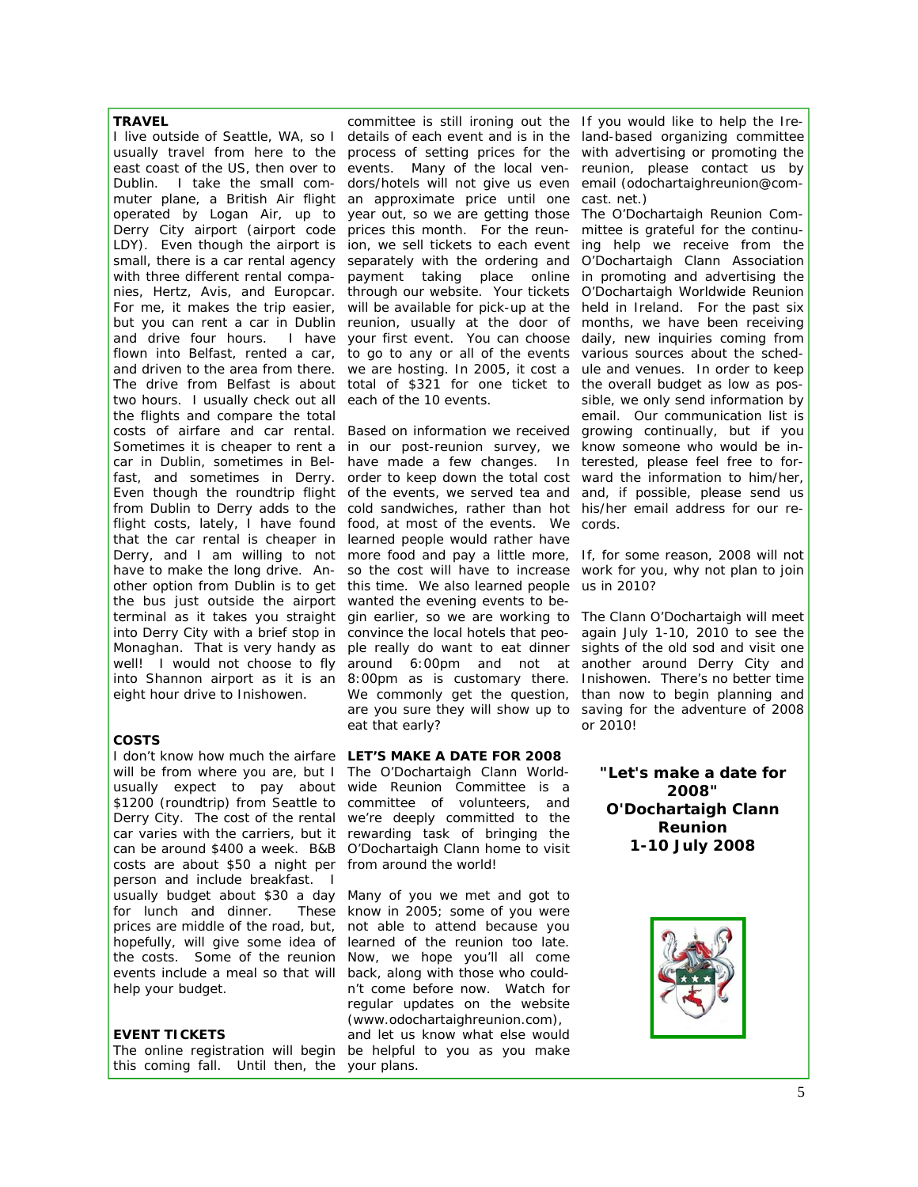**TRAVEL**

I live outside of Seattle, WA, so I usually travel from here to the east coast of the US, then over to Dublin. I take the small commuter plane, a British Air flight operated by Logan Air, up to Derry City airport (airport code LDY). Even though the airport is small, there is a car rental agency with three different rental companies, Hertz, Avis, and Europcar. For me, it makes the trip easier, but you can rent a car in Dublin and drive four hours. I have flown into Belfast, rented a car, and driven to the area from there. The drive from Belfast is about two hours. I usually check out all the flights and compare the total costs of airfare and car rental. Sometimes it is cheaper to rent a car in Dublin, sometimes in Belfast, and sometimes in Derry. Even though the roundtrip flight from Dublin to Derry adds to the flight costs, lately, I have found that the car rental is cheaper in Derry, and I am willing to not have to make the long drive. Another option from Dublin is to get the bus just outside the airport terminal as it takes you straight into Derry City with a brief stop in Monaghan. That is very handy as well! I would not choose to fly into Shannon airport as it is an eight hour drive to Inishowen.

**COSTS**

I don't know how much the airfare will be from where you are, but I usually expect to pay about $1200 (roundtrip) from Seattle to Derry City. The cost of the rental car varies with the carriers, but it can be around $400 a week. B&B costs are about $50 a night per person and include breakfast. I usually budget about $30 a day for lunch and dinner. These prices are middle of the road, but, hopefully, will give some idea of the costs. Some of the reunion events include a meal so that will help your budget.

**EVENT TICKETS**

The online registration will begin this coming fall. Until then, the committee is still ironing out the details of each event and is in the process of setting prices for the events. Many of the local vendors/hotels will not give us even an approximate price until one year out, so we are getting those prices this month. For the reunion, we sell tickets to each event separately with the ordering and payment taking place online through our website. Your tickets will be available for pick-up at the reunion, usually at the door of your first event. You can choose to go to any or all of the events we are hosting. In 2005, it cost a total of $321 for one ticket to each of the 10 events.

Based on information we received in our post-reunion survey, we have made a few changes. In order to keep down the total cost of the events, we served tea and cold sandwiches, rather than hot food, at most of the events. We learned people would rather have more food and pay a little more, so the cost will have to increase this time. We also learned people wanted the evening events to begin earlier, so we are working to convince the local hotels that people really do want to eat dinner around 6:00pm and not at 8:00pm as is customary there. We commonly get the question, are you sure they will show up to eat that early?

**LET'S MAKE A DATE FOR 2008**

The O'Dochartaigh Clann Worldwide Reunion Committee is a committee of volunteers, and we're deeply committed to the rewarding task of bringing the O'Dochartaigh Clann home to visit from around the world!

Many of you we met and got to know in 2005; some of you were not able to attend because you learned of the reunion too late. Now, we hope you'll all come back, along with those who couldn't come before now. Watch for regular updates on the website (www.odochartaighreunion.com), and let us know what else would be helpful to you as you make your plans.

If you would like to help the Ireland-based organizing committee with advertising or promoting the reunion, please contact us by email (odochartaighreunion@comcast.net.)

The O'Dochartaigh Reunion Committee is grateful for the continuing help we receive from the O'Dochartaigh Clann Association in promoting and advertising the O'Dochartaigh Worldwide Reunion held in Ireland. For the past six months, we have been receiving daily, new inquiries coming from various sources about the schedule and venues. In order to keep the overall budget as low as possible, we only send information by email. Our communication list is growing continually, but if you know someone who would be interested, please feel free to forward the information to him/her, and, if possible, please send us his/her email address for our records.

If, for some reason, 2008 will not work for you, why not plan to join us in 2010?

The Clann O'Dochartaigh will meet again July 1-10, 2010 to see the sights of the old sod and visit one another around Derry City and Inishowen. There's no better time than now to begin planning and saving for the adventure of 2008 or 2010!

**"Let's make a date for 2008"**
**O'Dochartaigh Clann Reunion**
**1-10 July 2008**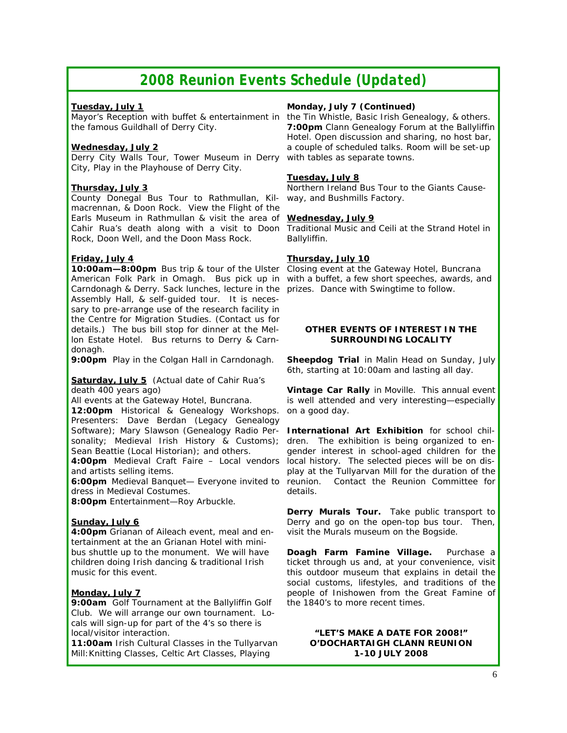# 2008 Reunion Events Schedule (Updated)

**Tuesday, July 1**

Mayor's Reception with buffet & entertainment in the famous Guildhall of Derry City.

**Wednesday, July 2**

Derry City Walls Tour, Tower Museum in Derry City, Play in the Playhouse of Derry City.

**Thursday, July 3**

County Donegal Bus Tour to Rathmullan, Kilmacrennan, & Doon Rock. View the Flight of the Earls Museum in Rathmullan & visit the area of Cahir Rua's death along with a visit to Doon Rock, Doon Well, and the Doon Mass Rock.

**Friday, July 4**

**10:00am—8:00pm** Bus trip & tour of the Ulster American Folk Park in Omagh. Bus pick up in Carndonagh & Derry. Sack lunches, lecture in the Assembly Hall, & self-guided tour. It is necessary to pre-arrange use of the research facility in the Centre for Migration Studies. (Contact us for details.) The bus bill stop for dinner at the Mellon Estate Hotel. Bus returns to Derry & Carndonagh.

**9:00pm** Play in the Colgan Hall in Carndonagh.

**Saturday, July 5** (Actual date of Cahir Rua's death 400 years ago)

All events at the Gateway Hotel, Buncrana.

**12:00pm** Historical & Genealogy Workshops. Presenters: Dave Berdan (Legacy Genealogy Software); Mary Slawson (Genealogy Radio Personality; Medieval Irish History & Customs); Sean Beattie (Local Historian); and others.

**4:00pm** Medieval Craft Faire – Local vendors and artists selling items.

**6:00pm** Medieval Banquet— Everyone invited to dress in Medieval Costumes.

**8:00pm** Entertainment—Roy Arbuckle.

**Sunday, July 6**

**4:00pm** Grianan of Aileach event, meal and entertainment at the an Grianan Hotel with mini-bus shuttle up to the monument. We will have children doing Irish dancing & traditional Irish music for this event.

**Monday, July 7**

**9:00am** Golf Tournament at the Ballyliffin Golf Club. We will arrange our own tournament. Locals will sign-up for part of the 4's so there is local/visitor interaction.

**11:00am** Irish Cultural Classes in the Tullyarvan Mill: Knitting Classes, Celtic Art Classes, Playing the Tin Whistle, Basic Irish Genealogy, & others.

**7:00pm** Clann Genealogy Forum at the Ballyliffin Hotel. Open discussion and sharing, no host bar, a couple of scheduled talks. Room will be set-up with tables as separate towns.

**Tuesday, July 8**

Northern Ireland Bus Tour to the Giants Causeway, and Bushmills Factory.

**Wednesday, July 9**

Traditional Music and Ceili at the Strand Hotel in Ballyliffin.

**Thursday, July 10**

Closing event at the Gateway Hotel, Buncrana with a buffet, a few short speeches, awards, and prizes. Dance with Swingtime to follow.

**OTHER EVENTS OF INTEREST IN THE SURROUNDING LOCALITY**

**Sheepdog Trial** in Malin Head on Sunday, July 6th, starting at 10:00am and lasting all day.

**Vintage Car Rally** in Moville. This annual event is well attended and very interesting—especially on a good day.

**International Art Exhibition** for school children. The exhibition is being organized to engender interest in school-aged children for the local history. The selected pieces will be on display at the Tullyarvan Mill for the duration of the reunion. Contact the Reunion Committee for details.

**Derry Murals Tour.** Take public transport to Derry and go on the open-top bus tour. Then, visit the Murals museum on the Bogside.

**Doagh Farm Famine Village.** Purchase a ticket through us and, at your convenience, visit this outdoor museum that explains in detail the social customs, lifestyles, and traditions of the people of Inishowen from the Great Famine of the 1840's to more recent times.

**"LET'S MAKE A DATE FOR 2008!"**
**O'DOCHARTAIGH CLANN REUNION**
**1-10 JULY 2008**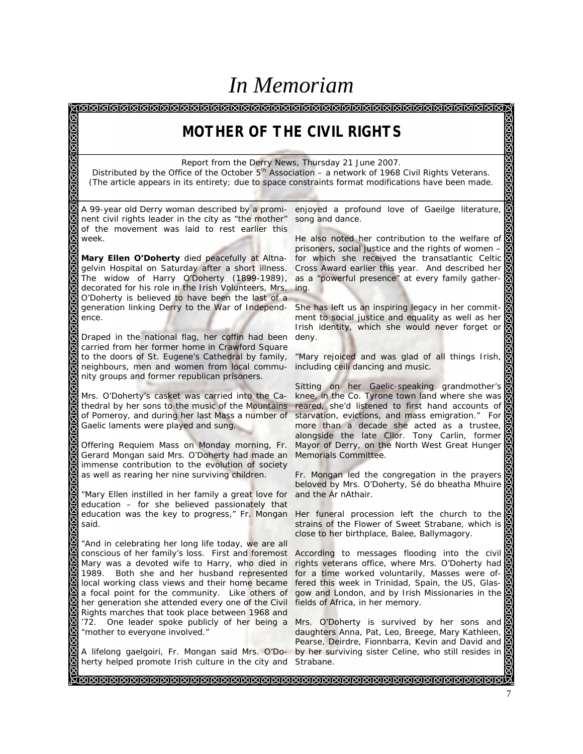# *In Memoriam*

## MOTHER OF THE CIVIL RIGHTS

Report from the Derry News, Thursday 21 June 2007.
Distributed by the Office of the October 5th Association – a network of 1968 Civil Rights Veterans.
(The article appears in its entirety; due to space constraints format modifications have been made.

A 99-year old Derry woman described by a prominent civil rights leader in the city as "the mother" of the movement was laid to rest earlier this week.

**Mary Ellen O'Doherty** died peacefully at Altnagelvin Hospital on Saturday after a short illness. The widow of Harry O'Doherty (1899-1989), decorated for his role in the Irish Volunteers, Mrs. O'Doherty is believed to have been the last of a generation linking Derry to the War of Independence.

Draped in the national flag, her coffin had been carried from her former home in Crawford Square to the doors of St. Eugene's Cathedral by family, neighbours, men and women from local community groups and former republican prisoners.

Mrs. O'Doherty's casket was carried into the Cathedral by her sons to the music of the Mountains of Pomeroy, and during her last Mass a number of Gaelic laments were played and sung.

Offering Requiem Mass on Monday morning, Fr. Gerard Mongan said Mrs. O'Doherty had made an immense contribution to the evolution of society as well as rearing her nine surviving children.

"Mary Ellen instilled in her family a great love for education – for she believed passionately that education was the key to progress," Fr. Mongan said.

"And in celebrating her long life today, we are all conscious of her family's loss. First and foremost Mary was a devoted wife to Harry, who died in 1989. Both she and her husband represented local working class views and their home became a focal point for the community. Like others of her generation she attended every one of the Civil Rights marches that took place between 1968 and '72. One leader spoke publicly of her being a "mother to everyone involved."

A lifelong gaelgoiri, Fr. Mongan said Mrs. O'Doherty helped promote Irish culture in the city and enjoyed a profound love of Gaeilge literature, song and dance.

He also noted her contribution to the welfare of prisoners, social justice and the rights of women – for which she received the transatlantic Celtic Cross Award earlier this year. And described her as a "powerful presence" at every family gathering.

She has left us an inspiring legacy in her commitment to social justice and equality as well as her Irish identity, which she would never forget or deny.

"Mary rejoiced and was glad of all things Irish, including ceili dancing and music.

Sitting on her Gaelic-speaking grandmother's knee, in the Co. Tyrone town land where she was reared, she'd listened to first hand accounts of starvation, evictions, and mass emigration." For more than a decade she acted as a trustee, alongside the late Cllor. Tony Carlin, former Mayor of Derry, on the North West Great Hunger Memorials Committee.

Fr. Mongan led the congregation in the prayers beloved by Mrs. O'Doherty, Sé do bheatha Mhuire and the Ár nAthair.

Her funeral procession left the church to the strains of the Flower of Sweet Strabane, which is close to her birthplace, Balee, Ballymagory.

According to messages flooding into the civil rights veterans office, where Mrs. O'Doherty had for a time worked voluntarily, Masses were offered this week in Trinidad, Spain, the US, Glasgow and London, and by Irish Missionaries in the fields of Africa, in her memory.

Mrs. O'Doherty is survived by her sons and daughters Anna, Pat, Leo, Breege, Mary Kathleen, Pearse, Deirdre, Fionnbarra, Kevin and David and by her surviving sister Celine, who still resides in Strabane.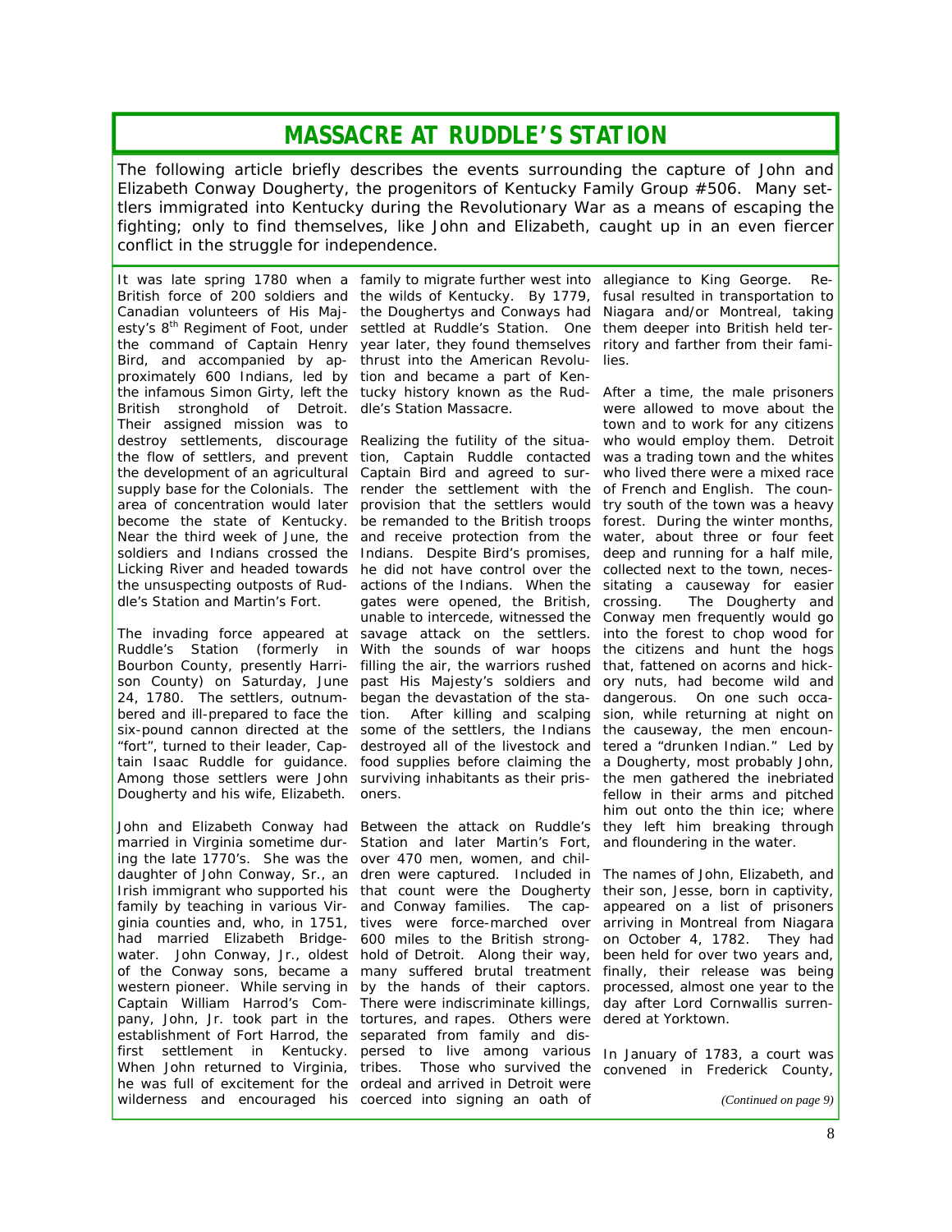# MASSACRE AT RUDDLE'S STATION

The following article briefly describes the events surrounding the capture of John and Elizabeth Conway Dougherty, the progenitors of Kentucky Family Group #506. Many settlers immigrated into Kentucky during the Revolutionary War as a means of escaping the fighting; only to find themselves, like John and Elizabeth, caught up in an even fiercer conflict in the struggle for independence.

It was late spring 1780 when a British force of 200 soldiers and Canadian volunteers of His Majesty's 8th Regiment of Foot, under the command of Captain Henry Bird, and accompanied by approximately 600 Indians, led by the infamous Simon Girty, left the British stronghold of Detroit. Their assigned mission was to destroy settlements, discourage the flow of settlers, and prevent the development of an agricultural supply base for the Colonials. The area of concentration would later become the state of Kentucky. Near the third week of June, the soldiers and Indians crossed the Licking River and headed towards the unsuspecting outposts of Ruddle's Station and Martin's Fort.

The invading force appeared at Ruddle's Station (formerly in Bourbon County, presently Harrison County) on Saturday, June 24, 1780. The settlers, outnumbered and ill-prepared to face the six-pound cannon directed at the "fort", turned to their leader, Captain Isaac Ruddle for guidance. Among those settlers were John Dougherty and his wife, Elizabeth.

John and Elizabeth Conway had married in Virginia sometime during the late 1770's. She was the daughter of John Conway, Sr., an Irish immigrant who supported his family by teaching in various Virginia counties and, who, in 1751, had married Elizabeth Bridgewater. John Conway, Jr., oldest of the Conway sons, became a western pioneer. While serving in Captain William Harrod's Company, John, Jr. took part in the establishment of Fort Harrod, the first settlement in Kentucky. When John returned to Virginia, he was full of excitement for the wilderness and encouraged his family to migrate further west into the wilds of Kentucky. By 1779, the Doughertys and Conways had settled at Ruddle's Station. One year later, they found themselves thrust into the American Revolution and became a part of Kentucky history known as the Ruddle's Station Massacre.

Realizing the futility of the situation, Captain Ruddle contacted Captain Bird and agreed to surrender the settlement with the provision that the settlers would be remanded to the British troops and receive protection from the Indians. Despite Bird's promises, he did not have control over the actions of the Indians. When the gates were opened, the British, unable to intercede, witnessed the savage attack on the settlers. With the sounds of war hoops filling the air, the warriors rushed past His Majesty's soldiers and began the devastation of the station. After killing and scalping some of the settlers, the Indians destroyed all of the livestock and food supplies before claiming the surviving inhabitants as their prisoners.

Between the attack on Ruddle's Station and later Martin's Fort, over 470 men, women, and children were captured. Included in that count were the Dougherty and Conway families. The captives were force-marched over 600 miles to the British stronghold of Detroit. Along their way, many suffered brutal treatment by the hands of their captors. There were indiscriminate killings, tortures, and rapes. Others were separated from family and dispersed to live among various tribes. Those who survived the ordeal and arrived in Detroit were coerced into signing an oath of allegiance to King George. Refusal resulted in transportation to Niagara and/or Montreal, taking them deeper into British held territory and farther from their families.

After a time, the male prisoners were allowed to move about the town and to work for any citizens who would employ them. Detroit was a trading town and the whites who lived there were a mixed race of French and English. The country south of the town was a heavy forest. During the winter months, water, about three or four feet deep and running for a half mile, collected next to the town, necessitating a causeway for easier crossing. The Dougherty and Conway men frequently would go into the forest to chop wood for the citizens and hunt the hogs that, fattened on acorns and hickory nuts, had become wild and dangerous. On one such occasion, while returning at night on the causeway, the men encountered a "drunken Indian." Led by a Dougherty, most probably John, the men gathered the inebriated fellow in their arms and pitched him out onto the thin ice; where they left him breaking through and floundering in the water.

The names of John, Elizabeth, and their son, Jesse, born in captivity, appeared on a list of prisoners arriving in Montreal from Niagara on October 4, 1782. They had been held for over two years and, finally, their release was being processed, almost one year to the day after Lord Cornwallis surrendered at Yorktown.

In January of 1783, a court was convened in Frederick County,

*(Continued on page 9)*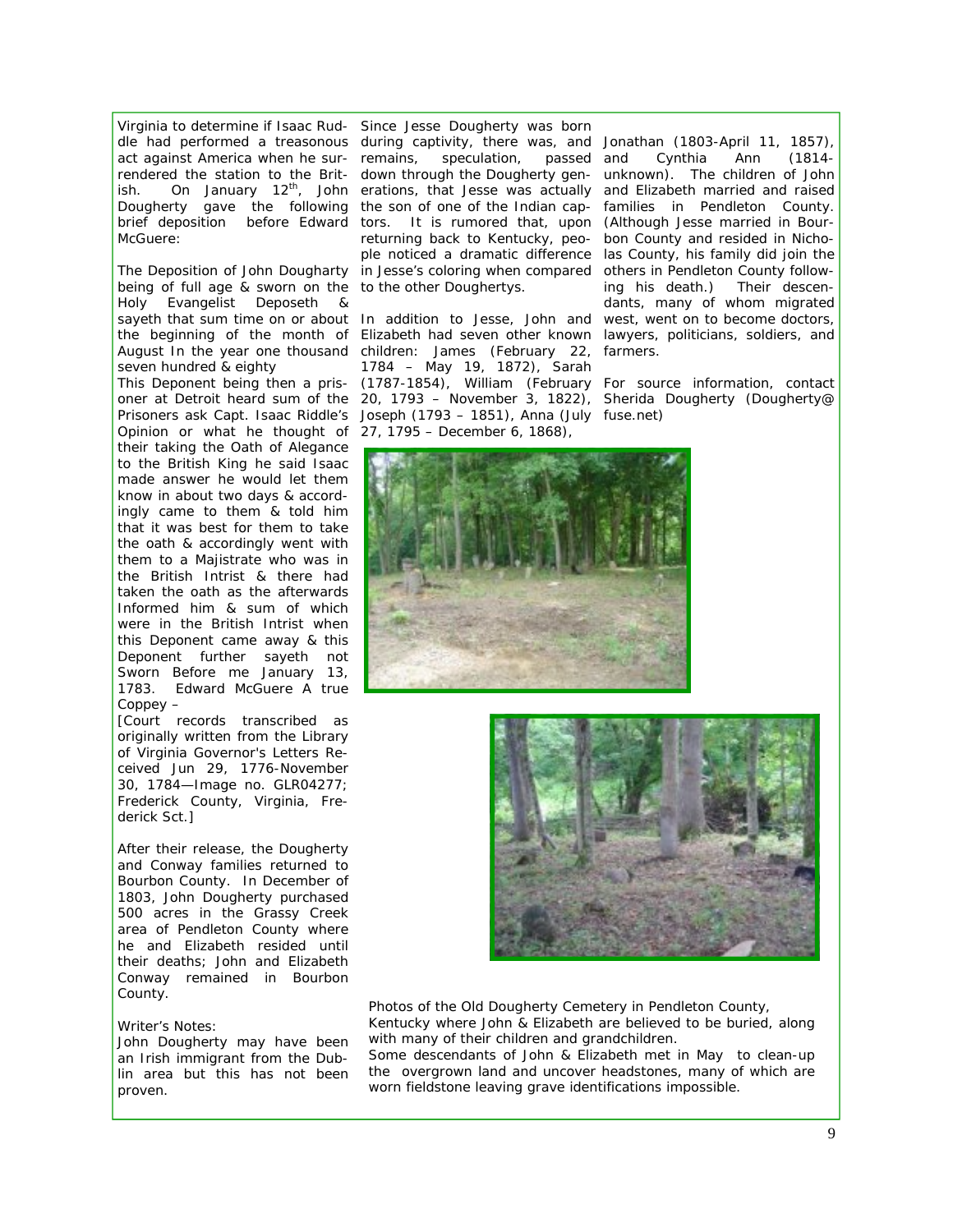Virginia to determine if Isaac Ruddle had performed a treasonous act against America when he surrendered the station to the British. On January 12th, John Dougherty gave the following brief deposition before Edward McGuere:

The Deposition of John Dougharty being of full age & sworn on the Holy Evangelist Deposeth & sayeth that sum time on or about the beginning of the month of August In the year one thousand seven hundred & eighty

This Deponent being then a prisoner at Detroit heard sum of the Prisoners ask Capt. Isaac Riddle's Opinion or what he thought of their taking the Oath of Alegance to the British King he said Isaac made answer he would let them know in about two days & accordingly came to them & told him that it was best for them to take the oath & accordingly went with them to a Majistrate who was in the British Intrist & there had taken the oath as the afterwards Informed him & sum of which were in the British Intrist when this Deponent came away & this Deponent further sayeth not Sworn Before me January 13, 1783. Edward McGuere A true Coppey –

[Court records transcribed as originally written from the Library of Virginia Governor's Letters Received Jun 29, 1776-November 30, 1784—Image no. GLR04277; Frederick County, Virginia, Frederick Sct.]

After their release, the Dougherty and Conway families returned to Bourbon County. In December of 1803, John Dougherty purchased 500 acres in the Grassy Creek area of Pendleton County where he and Elizabeth resided until their deaths; John and Elizabeth Conway remained in Bourbon County.

Writer's Notes:

John Dougherty may have been an Irish immigrant from the Dublin area but this has not been proven.

Since Jesse Dougherty was born during captivity, there was, and remains, speculation, passed down through the Dougherty generations, that Jesse was actually the son of one of the Indian captors. It is rumored that, upon returning back to Kentucky, people noticed a dramatic difference in Jesse's coloring when compared to the other Doughertys.

In addition to Jesse, John and Elizabeth had seven other known children: James (February 22, 1784 – May 19, 1872), Sarah (1787-1854), William (February 20, 1793 – November 3, 1822), Joseph (1793 – 1851), Anna (July 27, 1795 – December 6, 1868), Jonathan (1803-April 11, 1857), and Cynthia Ann (1814-unknown). The children of John and Elizabeth married and raised families in Pendleton County. (Although Jesse married in Bourbon County and resided in Nicholas County, his family did join the others in Pendleton County following his death.) Their descendants, many of whom migrated west, went on to become doctors, lawyers, politicians, soldiers, and farmers.

For source information, contact Sherida Dougherty (Dougherty@fuse.net)

Photos of the Old Dougherty Cemetery in Pendleton County, Kentucky where John & Elizabeth are believed to be buried, along with many of their children and grandchildren.

Some descendants of John & Elizabeth met in May to clean-up the overgrown land and uncover headstones, many of which are worn fieldstone leaving grave identifications impossible.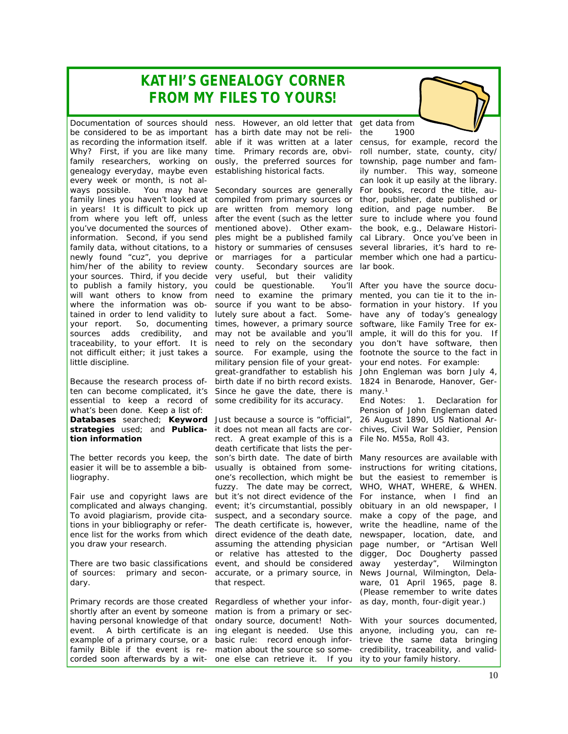# KATHI'S GENEALOGY CORNER
## FROM MY FILES TO YOURS!

Documentation of sources should be considered to be as important as recording the information itself. Why? First, if you are like many family researchers, working on genealogy everyday, maybe even every week or month, is not always possible. You may have family lines you haven't looked at in years! It is difficult to pick up from where you left off, unless you've documented the sources of information. Second, if you send family data, without citations, to a newly found "cuz", you deprive him/her of the ability to review your sources. Third, if you decide to publish a family history, you will want others to know from where the information was obtained in order to lend validity to your report. So, documenting sources adds credibility, and traceability, to your effort. It is not difficult either; it just takes a little discipline.

Because the research process often can become complicated, it's essential to keep a record of what's been done. Keep a list of: **Databases** searched; **Keyword strategies** used; and **Publication information**

The better records you keep, the easier it will be to assemble a bibliography.

Fair use and copyright laws are complicated and always changing. To avoid plagiarism, provide citations in your bibliography or reference list for the works from which you draw your research.

There are two basic classifications of sources: primary and secondary.

Primary records are those created shortly after an event by someone having personal knowledge of that event. A birth certificate is an example of a primary course, or a family Bible if the event is recorded soon afterwards by a witness. However, an old letter that has a birth date may not be reliable if it was written at a later time. Primary records are, obviously, the preferred sources for establishing historical facts.

Secondary sources are generally compiled from primary sources or are written from memory long after the event (such as the letter mentioned above). Other examples might be a published family history or summaries of censuses or marriages for a particular county. Secondary sources are very useful, but their validity could be questionable. You'll need to examine the primary source if you want to be absolutely sure about a fact. Sometimes, however, a primary source may not be available and you'll need to rely on the secondary source. For example, using the military pension file of your great-great-grandfather to establish his birth date if no birth record exists. Since he gave the date, there is some credibility for its accuracy.

Just because a source is "official", it does not mean all facts are correct. A great example of this is a death certificate that lists the person's birth date. The date of birth usually is obtained from someone's recollection, which might be fuzzy. The date may be correct, but it's not direct evidence of the event; it's circumstantial, possibly suspect, and a secondary source. The death certificate is, however, direct evidence of the death date, assuming the attending physician or relative has attested to the event, and should be considered accurate, or a primary source, in that respect.

Regardless of whether your information is from a primary or secondary source, document! Nothing elegant is needed. Use this basic rule: record enough information about the source so someone else can retrieve it. If you get data from the 1900 census, for example, record the roll number, state, county, city/township, page number and family number. This way, someone can look it up easily at the library. For books, record the title, author, publisher, date published or edition, and page number. Be sure to include where you found the book, e.g., Delaware Historical Library. Once you've been in several libraries, it's hard to remember which one had a particular book.

After you have the source documented, you can tie it to the information in your history. If you have any of today's genealogy software, like Family Tree for example, it will do this for you. If you don't have software, then footnote the source to the fact in your end notes. For example:

John Engleman was born July 4, 1824 in Benarode, Hanover, Germany.[1]

End Notes: 1. Declaration for Pension of John Engleman dated 26 August 1890, US National Archives, Civil War Soldier, Pension File No. M55a, Roll 43.

Many resources are available with instructions for writing citations, but the easiest to remember is WHO, WHAT, WHERE, & WHEN. For instance, when I find an obituary in an old newspaper, I make a copy of the page, and write the headline, name of the newspaper, location, date, and page number, or "Artisan Well digger, Doc Dougherty passed away yesterday", Wilmington News Journal, Wilmington, Delaware, 01 April 1965, page 8. (Please remember to write dates as day, month, four-digit year.)

With your sources documented, anyone, including you, can retrieve the same data bringing credibility, traceability, and validity to your family history.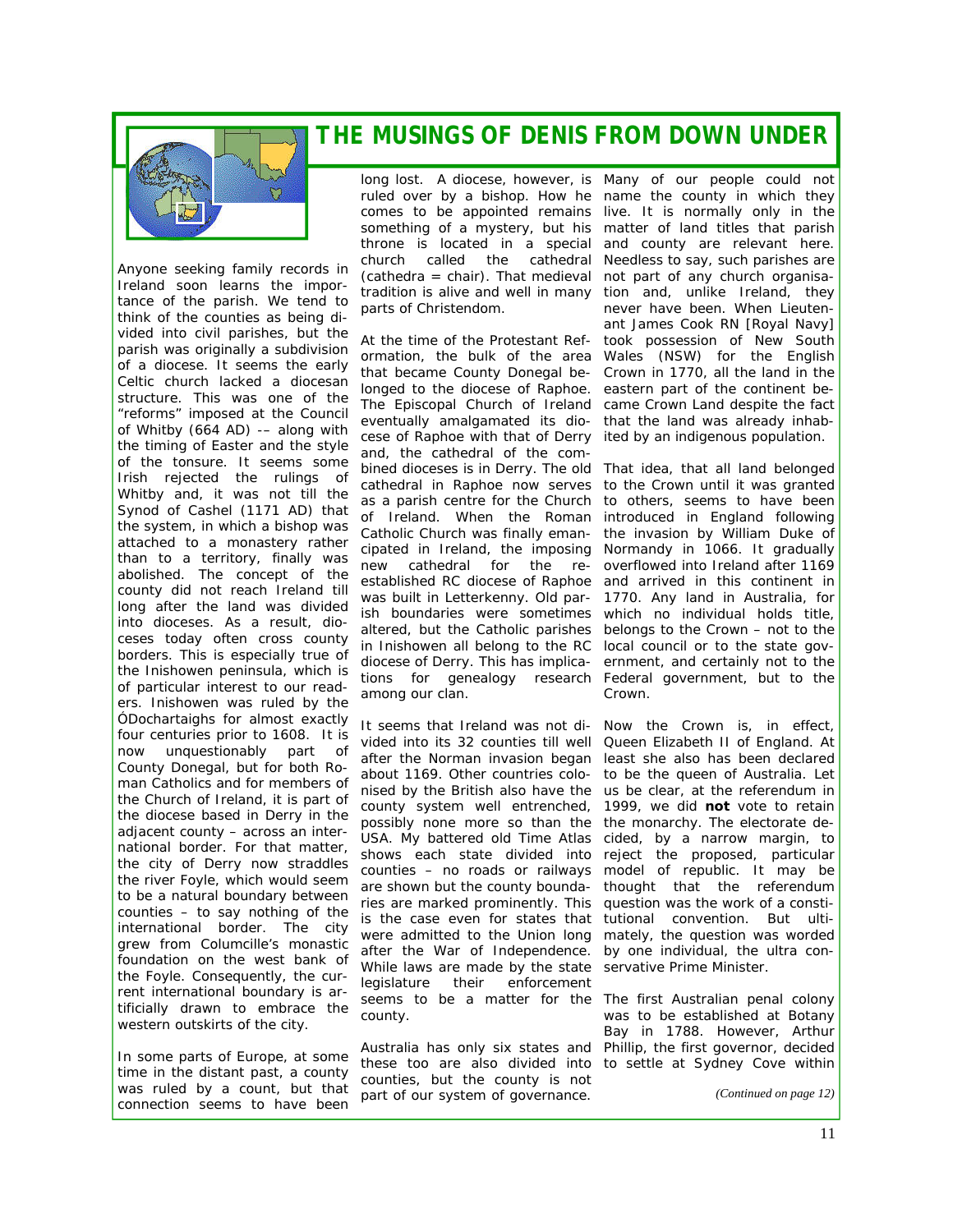# THE MUSINGS OF DENIS FROM DOWN UNDER

Anyone seeking family records in Ireland soon learns the importance of the parish. We tend to think of the counties as being divided into civil parishes, but the parish was originally a subdivision of a diocese. It seems the early Celtic church lacked a diocesan structure. This was one of the "reforms" imposed at the Council of Whitby (664 AD) -– along with the timing of Easter and the style of the tonsure. It seems some Irish rejected the rulings of Whitby and, it was not till the Synod of Cashel (1171 AD) that the system, in which a bishop was attached to a monastery rather than to a territory, finally was abolished. The concept of the county did not reach Ireland till long after the land was divided into dioceses. As a result, dioceses today often cross county borders. This is especially true of the Inishowen peninsula, which is of particular interest to our readers. Inishowen was ruled by the ÓDochartaighs for almost exactly four centuries prior to 1608. It is now unquestionably part of County Donegal, but for both Roman Catholics and for members of the Church of Ireland, it is part of the diocese based in Derry in the adjacent county – across an international border. For that matter, the city of Derry now straddles the river Foyle, which would seem to be a natural boundary between counties – to say nothing of the international border. The city grew from Columcille's monastic foundation on the west bank of the Foyle. Consequently, the current international boundary is artificially drawn to embrace the western outskirts of the city.

In some parts of Europe, at some time in the distant past, a county was ruled by a count, but that connection seems to have been long lost. A diocese, however, is ruled over by a bishop. How he comes to be appointed remains something of a mystery, but his throne is located in a special church called the cathedral (cathedra = chair). That medieval tradition is alive and well in many parts of Christendom.

At the time of the Protestant Reformation, the bulk of the area that became County Donegal belonged to the diocese of Raphoe. The Episcopal Church of Ireland eventually amalgamated its diocese of Raphoe with that of Derry and, the cathedral of the combined dioceses is in Derry. The old cathedral in Raphoe now serves as a parish centre for the Church of Ireland. When the Roman Catholic Church was finally emancipated in Ireland, the imposing new cathedral for the re-established RC diocese of Raphoe was built in Letterkenny. Old parish boundaries were sometimes altered, but the Catholic parishes in Inishowen all belong to the RC diocese of Derry. This has implications for genealogy research among our clan.

It seems that Ireland was not divided into its 32 counties till well after the Norman invasion began about 1169. Other countries colonised by the British also have the county system well entrenched, possibly none more so than the USA. My battered old Time Atlas shows each state divided into counties – no roads or railways are shown but the county boundaries are marked prominently. This is the case even for states that were admitted to the Union long after the War of Independence. While laws are made by the state legislature their enforcement seems to be a matter for the county.

Australia has only six states and these too are also divided into counties, but the county is not part of our system of governance. Many of our people could not name the county in which they live. It is normally only in the matter of land titles that parish and county are relevant here. Needless to say, such parishes are not part of any church organisation and, unlike Ireland, they never have been. When Lieutenant James Cook RN [Royal Navy] took possession of New South Wales (NSW) for the English Crown in 1770, all the land in the eastern part of the continent became Crown Land despite the fact that the land was already inhabited by an indigenous population.

That idea, that all land belonged to the Crown until it was granted to others, seems to have been introduced in England following the invasion by William Duke of Normandy in 1066. It gradually overflowed into Ireland after 1169 and arrived in this continent in 1770. Any land in Australia, for which no individual holds title, belongs to the Crown – not to the local council or to the state government, and certainly not to the Federal government, but to the Crown.

Now the Crown is, in effect, Queen Elizabeth II of England. At least she also has been declared to be the queen of Australia. Let us be clear, at the referendum in 1999, we did **not** vote to retain the monarchy. The electorate decided, by a narrow margin, to reject the proposed, particular model of republic. It may be thought that the referendum question was the work of a constitutional convention. But ultimately, the question was worded by one individual, the ultra conservative Prime Minister.

The first Australian penal colony was to be established at Botany Bay in 1788. However, Arthur Phillip, the first governor, decided to settle at Sydney Cove within

*(Continued on page 12)*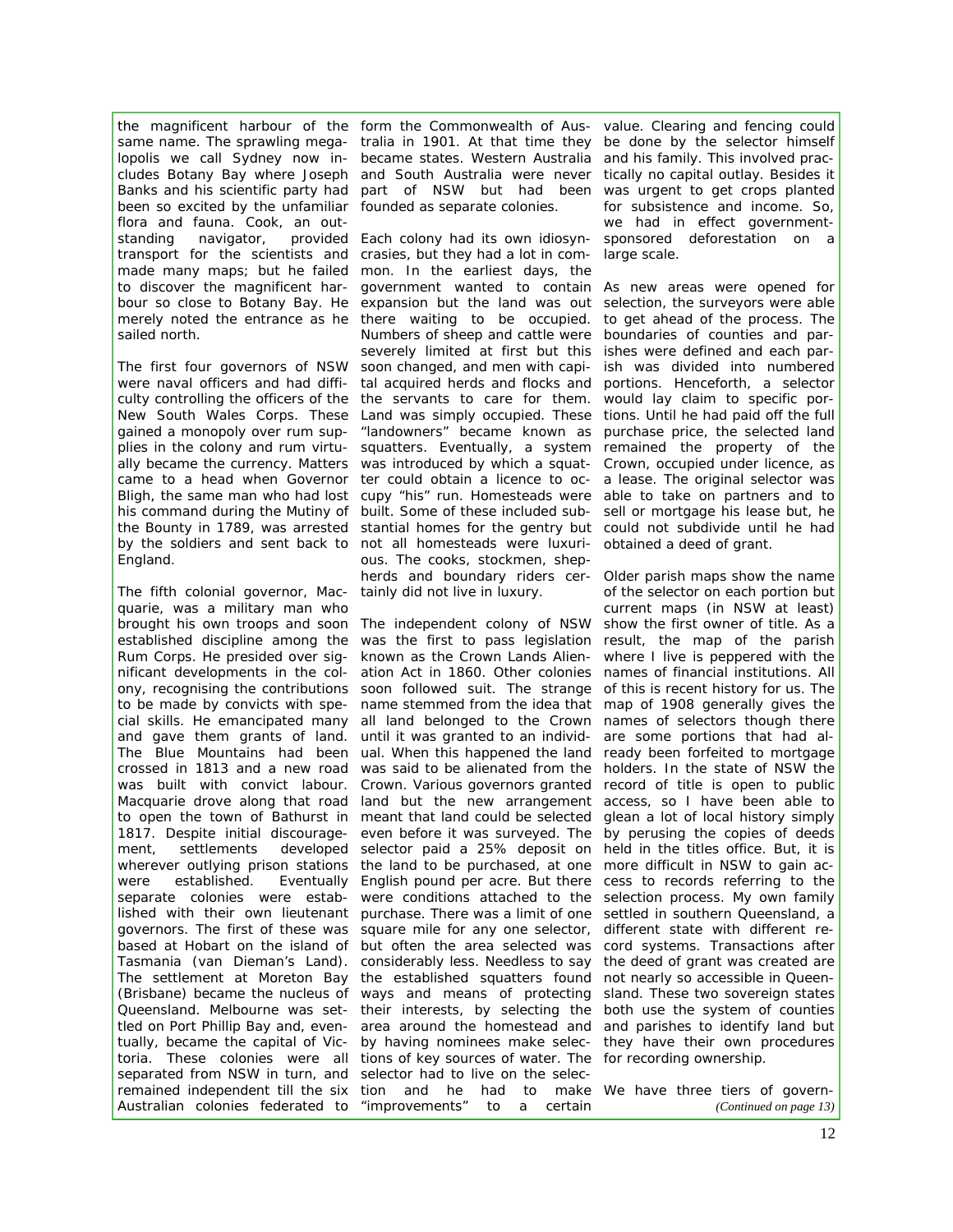the magnificent harbour of the same name. The sprawling megalopolis we call Sydney now includes Botany Bay where Joseph Banks and his scientific party had been so excited by the unfamiliar flora and fauna. Cook, an outstanding navigator, provided transport for the scientists and made many maps; but he failed to discover the magnificent harbour so close to Botany Bay. He merely noted the entrance as he sailed north.

The first four governors of NSW were naval officers and had difficulty controlling the officers of the New South Wales Corps. These gained a monopoly over rum supplies in the colony and rum virtually became the currency. Matters came to a head when Governor Bligh, the same man who had lost his command during the Mutiny of the Bounty in 1789, was arrested by the soldiers and sent back to England.

The fifth colonial governor, Macquarie, was a military man who brought his own troops and soon established discipline among the Rum Corps. He presided over significant developments in the colony, recognising the contributions to be made by convicts with special skills. He emancipated many and gave them grants of land. The Blue Mountains had been crossed in 1813 and a new road was built with convict labour. Macquarie drove along that road to open the town of Bathurst in 1817. Despite initial discouragement, settlements developed wherever outlying prison stations were established. Eventually separate colonies were established with their own lieutenant governors. The first of these was based at Hobart on the island of Tasmania (van Dieman's Land). The settlement at Moreton Bay (Brisbane) became the nucleus of Queensland. Melbourne was settled on Port Phillip Bay and, eventually, became the capital of Victoria. These colonies were all separated from NSW in turn, and remained independent till the six Australian colonies federated to form the Commonwealth of Australia in 1901. At that time they became states. Western Australia and South Australia were never part of NSW but had been founded as separate colonies.

Each colony had its own idiosyncrasies, but they had a lot in common. In the earliest days, the government wanted to contain expansion but the land was out there waiting to be occupied. Numbers of sheep and cattle were severely limited at first but this soon changed, and men with capital acquired herds and flocks and the servants to care for them. Land was simply occupied. These "landowners" became known as squatters. Eventually, a system was introduced by which a squatter could obtain a licence to occupy "his" run. Homesteads were built. Some of these included substantial homes for the gentry but not all homesteads were luxurious. The cooks, stockmen, shepherds and boundary riders certainly did not live in luxury.

The independent colony of NSW was the first to pass legislation known as the Crown Lands Alienation Act in 1860. Other colonies soon followed suit. The strange name stemmed from the idea that all land belonged to the Crown until it was granted to an individual. When this happened the land was said to be alienated from the Crown. Various governors granted land but the new arrangement meant that land could be selected even before it was surveyed. The selector paid a 25% deposit on the land to be purchased, at one English pound per acre. But there were conditions attached to the purchase. There was a limit of one square mile for any one selector, but often the area selected was considerably less. Needless to say the established squatters found ways and means of protecting their interests, by selecting the area around the homestead and by having nominees make selections of key sources of water. The selector had to live on the selection and he had to make "improvements" to a certain value. Clearing and fencing could be done by the selector himself and his family. This involved practically no capital outlay. Besides it was urgent to get crops planted for subsistence and income. So, we had in effect government-sponsored deforestation on a large scale.

As new areas were opened for selection, the surveyors were able to get ahead of the process. The boundaries of counties and parishes were defined and each parish was divided into numbered portions. Henceforth, a selector would lay claim to specific portions. Until he had paid off the full purchase price, the selected land remained the property of the Crown, occupied under licence, as a lease. The original selector was able to take on partners and to sell or mortgage his lease but, he could not subdivide until he had obtained a deed of grant.

Older parish maps show the name of the selector on each portion but current maps (in NSW at least) show the first owner of title. As a result, the map of the parish where I live is peppered with the names of financial institutions. All of this is recent history for us. The map of 1908 generally gives the names of selectors though there are some portions that had already been forfeited to mortgage holders. In the state of NSW the record of title is open to public access, so I have been able to glean a lot of local history simply by perusing the copies of deeds held in the titles office. But, it is more difficult in NSW to gain access to records referring to the selection process. My own family settled in southern Queensland, a different state with different record systems. Transactions after the deed of grant was created are not nearly so accessible in Queensland. These two sovereign states both use the system of counties and parishes to identify land but they have their own procedures for recording ownership.

We have three tiers of govern-

*(Continued on page 13)*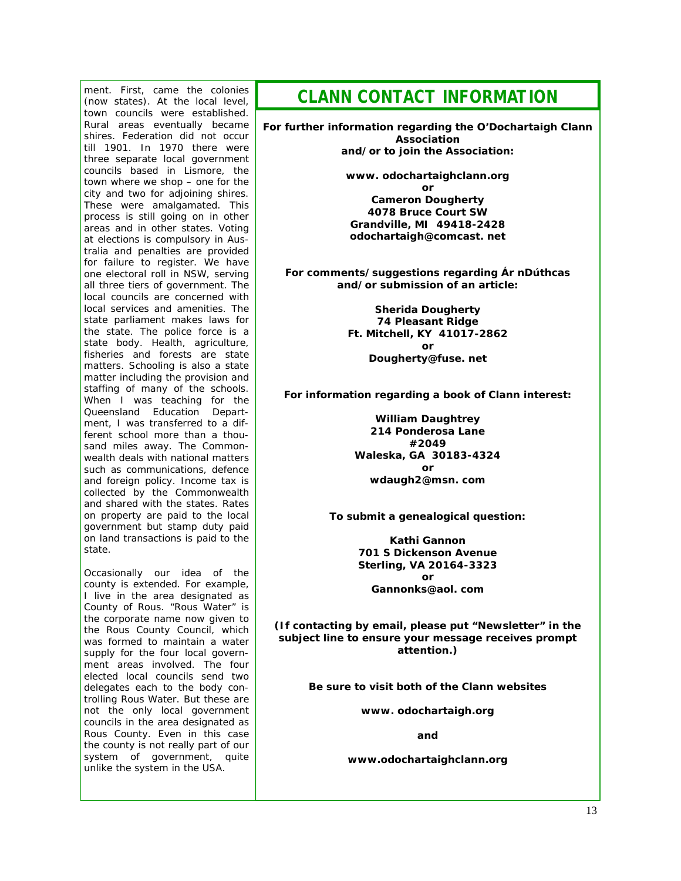ment. First, came the colonies (now states). At the local level, town councils were established. Rural areas eventually became shires. Federation did not occur till 1901. In 1970 there were three separate local government councils based in Lismore, the town where we shop – one for the city and two for adjoining shires. These were amalgamated. This process is still going on in other areas and in other states. Voting at elections is compulsory in Australia and penalties are provided for failure to register. We have one electoral roll in NSW, serving all three tiers of government. The local councils are concerned with local services and amenities. The state parliament makes laws for the state. The police force is a state body. Health, agriculture, fisheries and forests are state matters. Schooling is also a state matter including the provision and staffing of many of the schools. When I was teaching for the Queensland Education Department, I was transferred to a different school more than a thousand miles away. The Commonwealth deals with national matters such as communications, defence and foreign policy. Income tax is collected by the Commonwealth and shared with the states. Rates on property are paid to the local government but stamp duty paid on land transactions is paid to the state.

Occasionally our idea of the county is extended. For example, I live in the area designated as County of Rous. "Rous Water" is the corporate name now given to the Rous County Council, which was formed to maintain a water supply for the four local government areas involved. The four elected local councils send two delegates each to the body controlling Rous Water. But these are not the only local government councils in the area designated as Rous County. Even in this case the county is not really part of our system of government, quite unlike the system in the USA.

# CLANN CONTACT INFORMATION

**For further information regarding the O'Dochartaigh Clann Association and/or to join the Association:**

**www. odochartaighclann.org**
**or**
**Cameron Dougherty**
**4078 Bruce Court SW**
**Grandville, MI 49418-2428**
**odochartaigh@comcast. net**

**For comments/suggestions regarding Ár nDúthcas and/or submission of an article:**

**Sherida Dougherty**
**74 Pleasant Ridge**
**Ft. Mitchell, KY 41017-2862**
**or**
**Dougherty@fuse. net**

**For information regarding a book of Clann interest:**

**William Daughtrey**
**214 Ponderosa Lane**
**#2049**
**Waleska, GA 30183-4324**
**or**
**wdaugh2@msn. com**

**To submit a genealogical question:**

**Kathi Gannon**
**701 S Dickenson Avenue**
**Sterling, VA 20164-3323**
**or**
**Gannonks@aol. com**

**(If contacting by email, please put "Newsletter" in the subject line to ensure your message receives prompt attention.)**

**Be sure to visit both of the Clann websites**

**www. odochartaigh.org**

**and**

**www.odochartaighclann.org**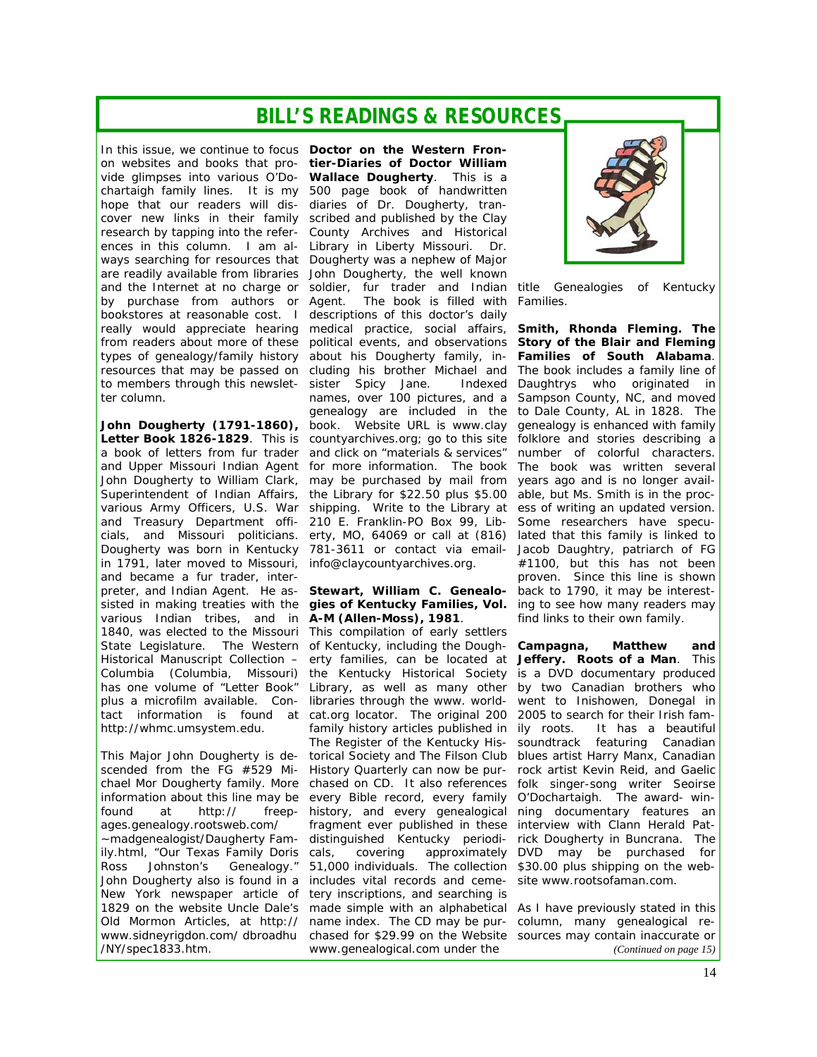# BILL'S READINGS & RESOURCES

In this issue, we continue to focus on websites and books that provide glimpses into various O'Dochartaigh family lines. It is my hope that our readers will discover new links in their family research by tapping into the references in this column. I am always searching for resources that are readily available from libraries and the Internet at no charge or by purchase from authors or bookstores at reasonable cost. I really would appreciate hearing from readers about more of these types of genealogy/family history resources that may be passed on to members through this newsletter column.

**John Dougherty (1791-1860), Letter Book 1826-1829**. This is a book of letters from fur trader and Upper Missouri Indian Agent John Dougherty to William Clark, Superintendent of Indian Affairs, various Army Officers, U.S. War and Treasury Department officials, and Missouri politicians. Dougherty was born in Kentucky in 1791, later moved to Missouri, and became a fur trader, interpreter, and Indian Agent. He assisted in making treaties with the various Indian tribes, and in 1840, was elected to the Missouri State Legislature. The Western Historical Manuscript Collection – Columbia (Columbia, Missouri) has one volume of "Letter Book" plus a microfilm available. Contact information is found at http://whmc.umsystem.edu.

This Major John Dougherty is descended from the FG #529 Michael Mor Dougherty family. More information about this line may be found at http://freepages.genealogy.rootsweb.com/~madgenealogist/Daugherty Family.html, "Our Texas Family Doris Ross Johnston's Genealogy." John Dougherty also is found in a New York newspaper article of 1829 on the website Uncle Dale's Old Mormon Articles, at http://www.sidneyrigdon.com/ dbroadhu /NY/spec1833.htm.

**Doctor on the Western Frontier-Diaries of Doctor William Wallace Dougherty**. This is a 500 page book of handwritten diaries of Dr. Dougherty, transcribed and published by the Clay County Archives and Historical Library in Liberty Missouri. Dr. Dougherty was a nephew of Major John Dougherty, the well known soldier, fur trader and Indian Agent. The book is filled with descriptions of this doctor's daily medical practice, social affairs, political events, and observations about his Dougherty family, including his brother Michael and sister Spicy Jane. Indexed names, over 100 pictures, and a genealogy are included in the book. Website URL is www.claycountyarchives.org; go to this site and click on "materials & services" for more information. The book may be purchased by mail from the Library for $22.50 plus $5.00 shipping. Write to the Library at 210 E. Franklin-PO Box 99, Liberty, MO, 64069 or call at (816) 781-3611 or contact via email-info@claycountyarchives.org.

**Stewart, William C. Genealogies of Kentucky Families, Vol. A-M (Allen-Moss), 1981**. This compilation of early settlers of Kentucky, including the Dougherty families, can be located at the Kentucky Historical Society Library, as well as many other libraries through the www. worldcat.org locator. The original 200 family history articles published in The Register of the Kentucky Historical Society and The Filson Club History Quarterly can now be purchased on CD. It also references every Bible record, every family history, and every genealogical fragment ever published in these distinguished Kentucky periodicals, covering approximately 51,000 individuals. The collection includes vital records and cemetery inscriptions, and searching is made simple with an alphabetical name index. The CD may be purchased for $29.99 on the Website www.genealogical.com under the title Genealogies of Kentucky Families.

**Smith, Rhonda Fleming. The Story of the Blair and Fleming Families of South Alabama**. The book includes a family line of Daughtrys who originated in Sampson County, NC, and moved to Dale County, AL in 1828. The genealogy is enhanced with family folklore and stories describing a number of colorful characters. The book was written several years ago and is no longer available, but Ms. Smith is in the process of writing an updated version. Some researchers have speculated that this family is linked to Jacob Daughtry, patriarch of FG #1100, but this has not been proven. Since this line is shown back to 1790, it may be interesting to see how many readers may find links to their own family.

**Campagna, Matthew and Jeffery. Roots of a Man**. This is a DVD documentary produced by two Canadian brothers who went to Inishowen, Donegal in 2005 to search for their Irish family roots. It has a beautiful soundtrack featuring Canadian blues artist Harry Manx, Canadian rock artist Kevin Reid, and Gaelic folk singer-song writer Seoirse O'Dochartaigh. The award- winning documentary features an interview with Clann Herald Patrick Dougherty in Buncrana. The DVD may be purchased for $30.00 plus shipping on the website www.rootsofaman.com.

As I have previously stated in this column, many genealogical resources may contain inaccurate or

*(Continued on page 15)*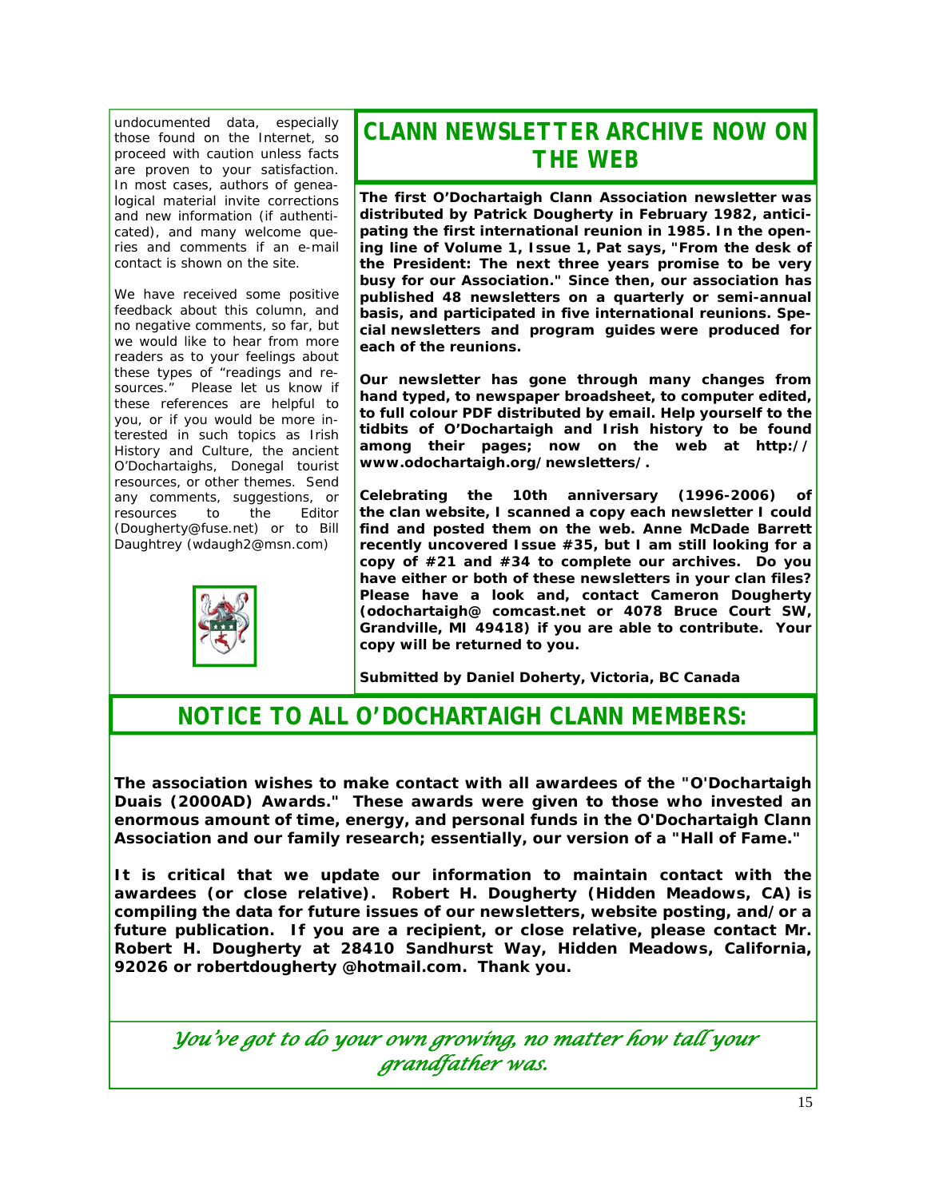undocumented data, especially those found on the Internet, so proceed with caution unless facts are proven to your satisfaction. In most cases, authors of genealogical material invite corrections and new information (if authenticated), and many welcome queries and comments if an e-mail contact is shown on the site.

We have received some positive feedback about this column, and no negative comments, so far, but we would like to hear from more readers as to your feelings about these types of "readings and resources." Please let us know if these references are helpful to you, or if you would be more interested in such topics as Irish History and Culture, the ancient O'Dochartaighs, Donegal tourist resources, or other themes. Send any comments, suggestions, or resources to the Editor (Dougherty@fuse.net) or to Bill Daughtrey (wdaugh2@msn.com)

## CLANN NEWSLETTER ARCHIVE NOW ON THE WEB

**The first O'Dochartaigh Clann Association newsletter was distributed by Patrick Dougherty in February 1982, anticipating the first international reunion in 1985. In the opening line of Volume 1, Issue 1, Pat says, "From the desk of the President: The next three years promise to be very busy for our Association." Since then, our association has published 48 newsletters on a quarterly or semi-annual basis, and participated in five international reunions. Special newsletters and program guides were produced for each of the reunions.**

**Our newsletter has gone through many changes from hand typed, to newspaper broadsheet, to computer edited, to full colour PDF distributed by email. Help yourself to the tidbits of O'Dochartaigh and Irish history to be found among their pages; now on the web at http://www.odochartaigh.org/newsletters/.**

**Celebrating the 10th anniversary (1996-2006) of the clan website, I scanned a copy each newsletter I could find and posted them on the web. Anne McDade Barrett recently uncovered Issue #35, but I am still looking for a copy of #21 and #34 to complete our archives. Do you have either or both of these newsletters in your clan files? Please have a look and, contact Cameron Dougherty (odochartaigh@ comcast.net or 4078 Bruce Court SW, Grandville, MI 49418) if you are able to contribute. Your copy will be returned to you.**

**Submitted by Daniel Doherty, Victoria, BC Canada**

## NOTICE TO ALL O'DOCHARTAIGH CLANN MEMBERS:

**The association wishes to make contact with all awardees of the "O'Dochartaigh Duais (2000AD) Awards." These awards were given to those who invested an enormous amount of time, energy, and personal funds in the O'Dochartaigh Clann Association and our family research; essentially, our version of a "Hall of Fame."**

**It is critical that we update our information to maintain contact with the awardees (or close relative). Robert H. Dougherty (Hidden Meadows, CA) is compiling the data for future issues of our newsletters, website posting, and/or a future publication. If you are a recipient, or close relative, please contact Mr. Robert H. Dougherty at 28410 Sandhurst Way, Hidden Meadows, California, 92026 or robertdougherty @hotmail.com. Thank you.**

*You've got to do your own growing, no matter how tall your grandfather was.*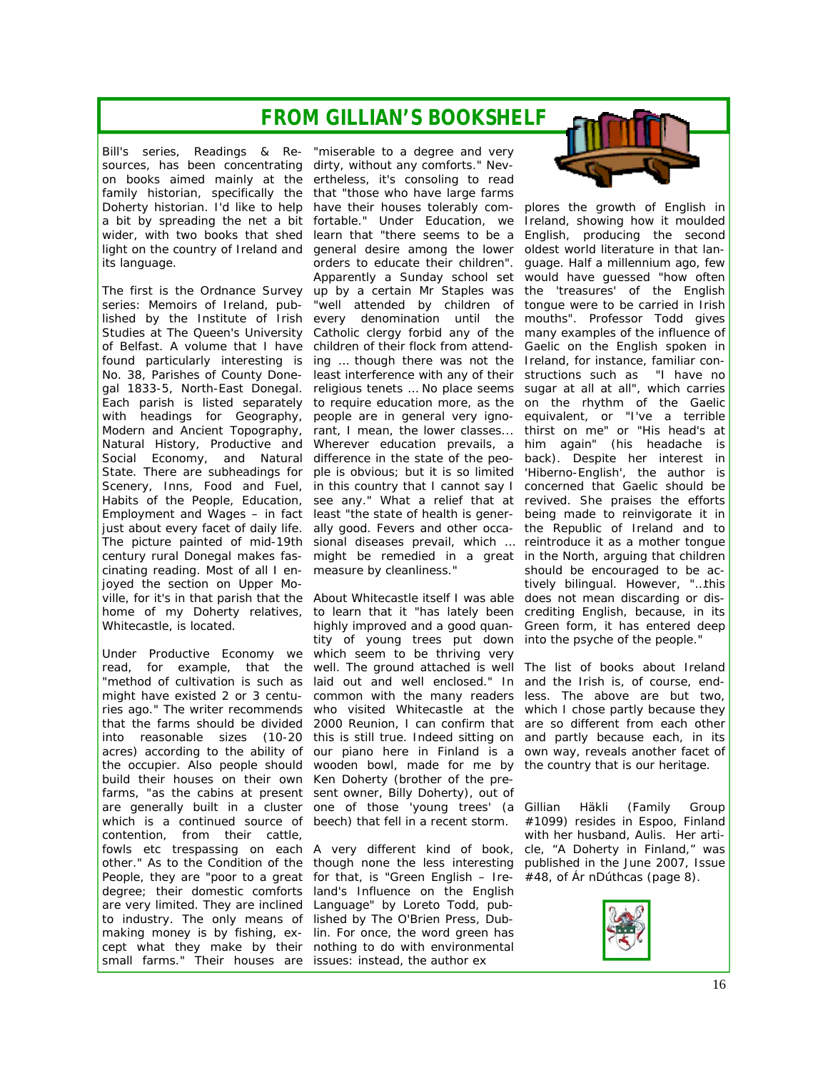# FROM GILLIAN'S BOOKSHELF

Bill's series, Readings & Resources, has been concentrating on books aimed mainly at the family historian, specifically the Doherty historian. I'd like to help a bit by spreading the net a bit wider, with two books that shed light on the country of Ireland and its language.

The first is the Ordnance Survey series: Memoirs of Ireland, published by the Institute of Irish Studies at The Queen's University of Belfast. A volume that I have found particularly interesting is No. 38, Parishes of County Donegal 1833-5, North-East Donegal. Each parish is listed separately with headings for Geography, Modern and Ancient Topography, Natural History, Productive and Social Economy, and Natural State. There are subheadings for Scenery, Inns, Food and Fuel, Habits of the People, Education, Employment and Wages – in fact just about every facet of daily life. The picture painted of mid-19th century rural Donegal makes fascinating reading. Most of all I enjoyed the section on Upper Moville, for it's in that parish that the home of my Doherty relatives, Whitecastle, is located.

Under Productive Economy we read, for example, that the "method of cultivation is such as might have existed 2 or 3 centuries ago." The writer recommends that the farms should be divided into reasonable sizes (10-20 acres) according to the ability of the occupier. Also people should build their houses on their own farms, "as the cabins at present are generally built in a cluster which is a continued source of contention, from their cattle, fowls etc trespassing on each other." As to the Condition of the People, they are "poor to a great degree; their domestic comforts are very limited. They are inclined to industry. The only means of making money is by fishing, except what they make by their small farms." Their houses are "miserable to a degree and very dirty, without any comforts." Nevertheless, it's consoling to read that "those who have large farms have their houses tolerably comfortable." Under Education, we learn that "there seems to be a general desire among the lower orders to educate their children". Apparently a Sunday school set up by a certain Mr Staples was "well attended by children of every denomination until the Catholic clergy forbid any of the children of their flock from attending ... though there was not the least interference with any of their religious tenets ... No place seems to require education more, as the people are in general very ignorant, I mean, the lower classes... Wherever education prevails, a difference in the state of the people is obvious; but it is so limited in this country that I cannot say I see any." What a relief that at least "the state of health is generally good. Fevers and other occasional diseases prevail, which ... might be remedied in a great measure by cleanliness."

About Whitecastle itself I was able to learn that it "has lately been highly improved and a good quantity of young trees put down which seem to be thriving very well. The ground attached is well laid out and well enclosed." In common with the many readers who visited Whitecastle at the 2000 Reunion, I can confirm that this is still true. Indeed sitting on our piano here in Finland is a wooden bowl, made for me by Ken Doherty (brother of the present owner, Billy Doherty), out of one of those 'young trees' (a beech) that fell in a recent storm.

A very different kind of book, though none the less interesting for that, is "Green English – Ireland's Influence on the English Language" by Loreto Todd, published by The O'Brien Press, Dublin. For once, the word green has nothing to do with environmental issues: instead, the author explores the growth of English in Ireland, showing how it moulded English, producing the second oldest world literature in that language. Half a millennium ago, few would have guessed "how often the 'treasures' of the English tongue were to be carried in Irish mouths". Professor Todd gives many examples of the influence of Gaelic on the English spoken in Ireland, for instance, familiar constructions such as "I have no sugar at all at all", which carries on the rhythm of the Gaelic equivalent, or "I've a terrible thirst on me" or "His head's at him again" (his headache is back). Despite her interest in 'Hiberno-English', the author is concerned that Gaelic should be revived. She praises the efforts being made to reinvigorate it in the Republic of Ireland and to reintroduce it as a mother tongue in the North, arguing that children should be encouraged to be actively bilingual. However, "...this does not mean discarding or discrediting English, because, in its Green form, it has entered deep into the psyche of the people."

The list of books about Ireland and the Irish is, of course, endless. The above are but two, which I chose partly because they are so different from each other and partly because each, in its own way, reveals another facet of the country that is our heritage.

Gillian Häkli (Family Group #1099) resides in Espoo, Finland with her husband, Aulis. Her article, "A Doherty in Finland," was published in the June 2007, Issue #48, of Ár nDúthcas (page 8).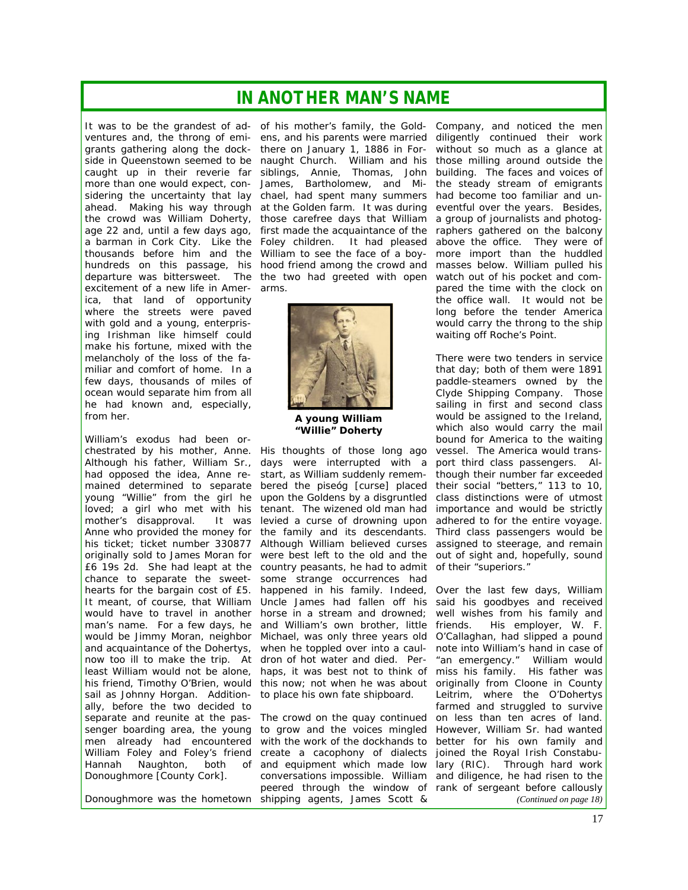# IN ANOTHER MAN'S NAME

It was to be the grandest of adventures and, the throng of emigrants gathering along the dockside in Queenstown seemed to be caught up in their reverie far more than one would expect, considering the uncertainty that lay ahead. Making his way through the crowd was William Doherty, age 22 and, until a few days ago, a barman in Cork City. Like the thousands before him and the hundreds on this passage, his departure was bittersweet. The excitement of a new life in America, that land of opportunity where the streets were paved with gold and a young, enterprising Irishman like himself could make his fortune, mixed with the melancholy of the loss of the familiar and comfort of home. In a few days, thousands of miles of ocean would separate him from all he had known and, especially, from her.

William's exodus had been orchestrated by his mother, Anne. Although his father, William Sr., had opposed the idea, Anne remained determined to separate young "Willie" from the girl he loved; a girl who met with his mother's disapproval. It was Anne who provided the money for his ticket; ticket number 330877 originally sold to James Moran for £6 19s 2d. She had leapt at the chance to separate the sweethearts for the bargain cost of £5. It meant, of course, that William would have to travel in another man's name. For a few days, he would be Jimmy Moran, neighbor and acquaintance of the Dohertys, now too ill to make the trip. At least William would not be alone, his friend, Timothy O'Brien, would sail as Johnny Horgan. Additionally, before the two decided to separate and reunite at the passenger boarding area, the young men already had encountered William Foley and Foley's friend Hannah Naughton, both of Donoughmore [County Cork].

Donoughmore was the hometown of his mother's family, the Goldens, and his parents were married there on January 1, 1886 in Fornaught Church. William and his siblings, Annie, Thomas, John James, Bartholomew, and Michael, had spent many summers at the Golden farm. It was during those carefree days that William first made the acquaintance of the Foley children. It had pleased William to see the face of a boyhood friend among the crowd and the two had greeted with open arms.

**A young William "Willie" Doherty**

His thoughts of those long ago days were interrupted with a start, as William suddenly remembered the piseóg [curse] placed upon the Goldens by a disgruntled tenant. The wizened old man had levied a curse of drowning upon the family and its descendants. Although William believed curses were best left to the old and the country peasants, he had to admit some strange occurrences had happened in his family. Indeed, Uncle James had fallen off his horse in a stream and drowned; and William's own brother, little Michael, was only three years old when he toppled over into a cauldron of hot water and died. Perhaps, it was best not to think of this now; not when he was about to place his own fate shipboard.

The crowd on the quay continued to grow and the voices mingled with the work of the dockhands to create a cacophony of dialects and equipment which made low conversations impossible. William peered through the window of shipping agents, James Scott & Company, and noticed the men diligently continued their work without so much as a glance at those milling around outside the building. The faces and voices of the steady stream of emigrants had become too familiar and uneventful over the years. Besides, a group of journalists and photographers gathered on the balcony above the office. They were of more import than the huddled masses below. William pulled his watch out of his pocket and compared the time with the clock on the office wall. It would not be long before the tender America would carry the throng to the ship waiting off Roche's Point.

There were two tenders in service that day; both of them were 1891 paddle-steamers owned by the Clyde Shipping Company. Those sailing in first and second class would be assigned to the Ireland, which also would carry the mail bound for America to the waiting vessel. The America would transport third class passengers. Although their number far exceeded their social "betters," 113 to 10, class distinctions were of utmost importance and would be strictly adhered to for the entire voyage. Third class passengers would be assigned to steerage, and remain out of sight and, hopefully, sound of their "superiors."

Over the last few days, William said his goodbyes and received well wishes from his family and friends. His employer, W. F. O'Callaghan, had slipped a pound note into William's hand in case of "an emergency." William would miss his family. His father was originally from Cloone in County Leitrim, where the O'Dohertys farmed and struggled to survive on less than ten acres of land. However, William Sr. had wanted better for his own family and joined the Royal Irish Constabulary (RIC). Through hard work and diligence, he had risen to the rank of sergeant before callously

*(Continued on page 18)*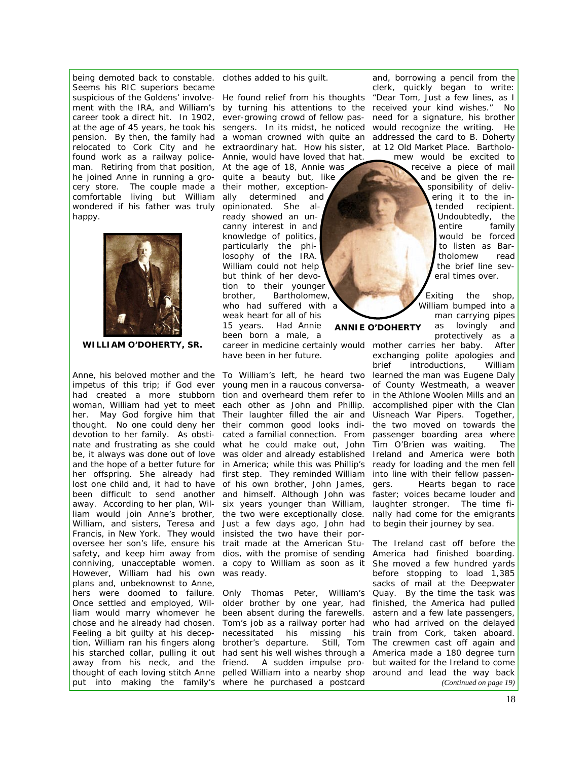being demoted back to constable. Seems his RIC superiors became suspicious of the Goldens' involvement with the IRA, and William's career took a direct hit. In 1902, at the age of 45 years, he took his pension. By then, the family had relocated to Cork City and he found work as a railway policeman. Retiring from that position, he joined Anne in running a grocery store. The couple made a comfortable living but William wondered if his father was truly happy.

**WILLIAM O'DOHERTY, SR.**

Anne, his beloved mother and the impetus of this trip; if God ever had created a more stubborn woman, William had yet to meet her. May God forgive him that thought. No one could deny her devotion to her family. As obstinate and frustrating as she could be, it always was done out of love and the hope of a better future for her offspring. She already had lost one child and, it had to have been difficult to send another away. According to her plan, William would join Anne's brother, William, and sisters, Teresa and Francis, in New York. They would oversee her son's life, ensure his safety, and keep him away from conniving, unacceptable women. However, William had his own plans and, unbeknownst to Anne, hers were doomed to failure. Once settled and employed, William would marry whomever he chose and he already had chosen. Feeling a bit guilty at his deception, William ran his fingers along his starched collar, pulling it out away from his neck, and the thought of each loving stitch Anne put into making the family's clothes added to his guilt.

He found relief from his thoughts by turning his attentions to the ever-growing crowd of fellow passengers. In its midst, he noticed a woman crowned with quite an extraordinary hat. How his sister, Annie, would have loved that hat. At the age of 18, Annie was quite a beauty but, like their mother, exceptionally determined and opinionated. She already showed an uncanny interest in and knowledge of politics, particularly the philosophy of the IRA. William could not help but think of her devotion to their younger brother, Bartholomew, who had suffered with a weak heart for all of his 15 years. Had Annie been born a male, a career in medicine certainly would have been in her future.

**ANNIE O'DOHERTY**

To William's left, he heard two young men in a raucous conversation and overheard them refer to each other as John and Phillip. Their laughter filled the air and their common good looks indicated a familial connection. From what he could make out, John was older and already established in America; while this was Phillip's first step. They reminded William of his own brother, John James, and himself. Although John was six years younger than William, the two were exceptionally close. Just a few days ago, John had insisted the two have their portrait made at the American Studios, with the promise of sending a copy to William as soon as it was ready.

Only Thomas Peter, William's older brother by one year, had been absent during the farewells. Tom's job as a railway porter had necessitated his missing his brother's departure. Still, Tom had sent his well wishes through a friend. A sudden impulse propelled William into a nearby shop where he purchased a postcard and, borrowing a pencil from the clerk, quickly began to write: "Dear Tom, Just a few lines, as I received your kind wishes." No need for a signature, his brother would recognize the writing. He addressed the card to B. Doherty at 12 Old Market Place. Bartholomew would be excited to receive a piece of mail and be given the responsibility of delivering it to the intended recipient. Undoubtedly, the entire family would be forced to listen as Bartholomew read the brief line several times over.

Exiting the shop, William bumped into a man carrying pipes as lovingly and protectively as a mother carries her baby. After exchanging polite apologies and brief introductions, William learned the man was Eugene Daly of County Westmeath, a weaver in the Athlone Woolen Mills and an accomplished piper with the Clan Uisneach War Pipers. Together, the two moved on towards the passenger boarding area where Tim O'Brien was waiting. The Ireland and America were both ready for loading and the men fell into line with their fellow passengers. Hearts began to race faster; voices became louder and laughter stronger. The time finally had come for the emigrants to begin their journey by sea.

The Ireland cast off before the America had finished boarding. She moved a few hundred yards before stopping to load 1,385 sacks of mail at the Deepwater Quay. By the time the task was finished, the America had pulled astern and a few late passengers, who had arrived on the delayed train from Cork, taken aboard. The crewmen cast off again and America made a 180 degree turn but waited for the Ireland to come around and lead the way back

*(Continued on page 19)*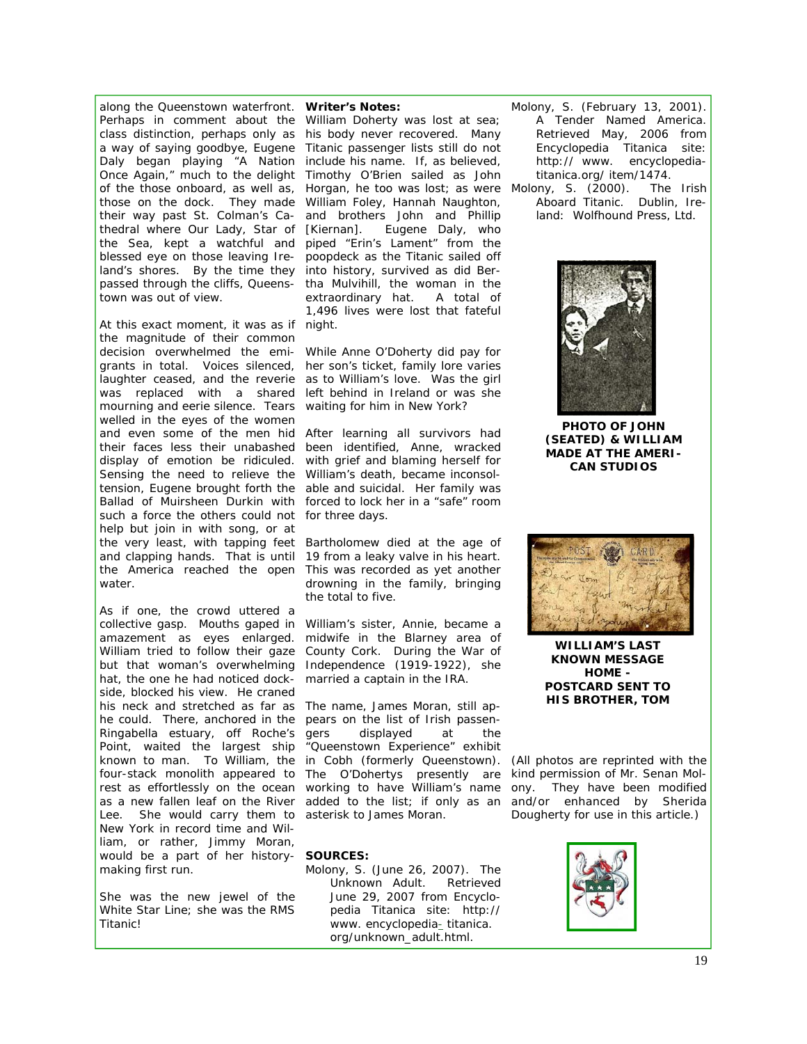along the Queenstown waterfront. Perhaps in comment about the class distinction, perhaps only as a way of saying goodbye, Eugene Daly began playing "A Nation Once Again," much to the delight of the those onboard, as well as, those on the dock. They made their way past St. Colman's Cathedral where Our Lady, Star of the Sea, kept a watchful and blessed eye on those leaving Ireland's shores. By the time they passed through the cliffs, Queenstown was out of view.

At this exact moment, it was as if the magnitude of their common decision overwhelmed the emigrants in total. Voices silenced, laughter ceased, and the reverie was replaced with a shared mourning and eerie silence. Tears welled in the eyes of the women and even some of the men hid their faces less their unabashed display of emotion be ridiculed. Sensing the need to relieve the tension, Eugene brought forth the Ballad of Muirsheen Durkin with such a force the others could not help but join in with song, or at the very least, with tapping feet and clapping hands. That is until the America reached the open water.

As if one, the crowd uttered a collective gasp. Mouths gaped in amazement as eyes enlarged. William tried to follow their gaze but that woman's overwhelming hat, the one he had noticed dockside, blocked his view. He craned his neck and stretched as far as he could. There, anchored in the Ringabella estuary, off Roche's Point, waited the largest ship known to man. To William, the four-stack monolith appeared to rest as effortlessly on the ocean as a new fallen leaf on the River Lee. She would carry them to New York in record time and William, or rather, Jimmy Moran, would be a part of her history-making first run.

She was the new jewel of the White Star Line; she was the RMS Titanic!

**Writer's Notes:**

William Doherty was lost at sea; his body never recovered. Many Titanic passenger lists still do not include his name. If, as believed, Timothy O'Brien sailed as John Horgan, he too was lost; as were William Foley, Hannah Naughton, and brothers John and Phillip [Kiernan]. Eugene Daly, who piped "Erin's Lament" from the poopdeck as the Titanic sailed off into history, survived as did Bertha Mulvihill, the woman in the extraordinary hat. A total of 1,496 lives were lost that fateful night.

While Anne O'Doherty did pay for her son's ticket, family lore varies as to William's love. Was the girl left behind in Ireland or was she waiting for him in New York?

After learning all survivors had been identified, Anne, wracked with grief and blaming herself for William's death, became inconsolable and suicidal. Her family was forced to lock her in a "safe" room for three days.

Bartholomew died at the age of 19 from a leaky valve in his heart. This was recorded as yet another drowning in the family, bringing the total to five.

William's sister, Annie, became a midwife in the Blarney area of County Cork. During the War of Independence (1919-1922), she married a captain in the IRA.

The name, James Moran, still appears on the list of Irish passengers displayed at the "Queenstown Experience" exhibit in Cobh (formerly Queenstown). The O'Dohertys presently are working to have William's name added to the list; if only as an asterisk to James Moran.

**SOURCES:**

Molony, S. (June 26, 2007). The Unknown Adult. Retrieved June 29, 2007 from Encyclopedia Titanica site: http:// www. encyclopedia- titanica. org/unknown_adult.html.

Molony, S. (February 13, 2001). A Tender Named America. Retrieved May, 2006 from Encyclopedia Titanica site: http:// www. encyclopedia-titanica.org/ item/1474.

Molony, S. (2000). The Irish Aboard Titanic. Dublin, Ireland: Wolfhound Press, Ltd.

**PHOTO OF JOHN (SEATED) & WILLIAM MADE AT THE AMERICAN STUDIOS**

**WILLIAM'S LAST KNOWN MESSAGE HOME - POSTCARD SENT TO HIS BROTHER, TOM**

(All photos are reprinted with the kind permission of Mr. Senan Molony. They have been modified and/or enhanced by Sherida Dougherty for use in this article.)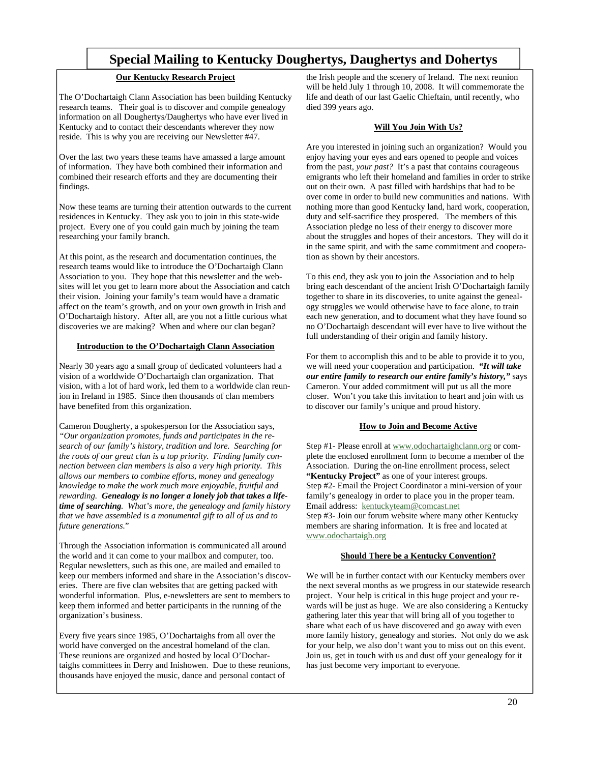# Special Mailing to Kentucky Doughertys, Daughertys and Dohertys

### Our Kentucky Research Project

The O'Dochartaigh Clann Association has been building Kentucky research teams. Their goal is to discover and compile genealogy information on all Doughertys/Daughertys who have ever lived in Kentucky and to contact their descendants wherever they now reside. This is why you are receiving our Newsletter #47.

Over the last two years these teams have amassed a large amount of information. They have both combined their information and combined their research efforts and they are documenting their findings.

Now these teams are turning their attention outwards to the current residences in Kentucky. They ask you to join in this state-wide project. Every one of you could gain much by joining the team researching your family branch.

At this point, as the research and documentation continues, the research teams would like to introduce the O'Dochartaigh Clann Association to you. They hope that this newsletter and the websites will let you get to learn more about the Association and catch their vision. Joining your family's team would have a dramatic affect on the team's growth, and on your own growth in Irish and O'Dochartaigh history. After all, are you not a little curious what discoveries we are making? When and where our clan began?

### Introduction to the O'Dochartaigh Clann Association

Nearly 30 years ago a small group of dedicated volunteers had a vision of a worldwide O'Dochartaigh clan organization. That vision, with a lot of hard work, led them to a worldwide clan reunion in Ireland in 1985. Since then thousands of clan members have benefited from this organization.

Cameron Dougherty, a spokesperson for the Association says, *"Our organization promotes, funds and participates in the research of our family's history, tradition and lore. Searching for the roots of our great clan is a top priority. Finding family connection between clan members is also a very high priority. This allows our members to combine efforts, money and genealogy knowledge to make the work much more enjoyable, fruitful and rewarding.* ***Genealogy is no longer a lonely job that takes a lifetime of searching****. What's more, the genealogy and family history that we have assembled is a monumental gift to all of us and to future generations.*"

Through the Association information is communicated all around the world and it can come to your mailbox and computer, too. Regular newsletters, such as this one, are mailed and emailed to keep our members informed and share in the Association's discoveries. There are five clan websites that are getting packed with wonderful information. Plus, e-newsletters are sent to members to keep them informed and better participants in the running of the organization's business.

Every five years since 1985, O'Dochartaighs from all over the world have converged on the ancestral homeland of the clan. These reunions are organized and hosted by local O'Dochartaighs committees in Derry and Inishowen. Due to these reunions, thousands have enjoyed the music, dance and personal contact of the Irish people and the scenery of Ireland. The next reunion will be held July 1 through 10, 2008. It will commemorate the life and death of our last Gaelic Chieftain, until recently, who died 399 years ago.

### Will You Join With Us?

Are you interested in joining such an organization? Would you enjoy having your eyes and ears opened to people and voices from the past, *your past?* It's a past that contains courageous emigrants who left their homeland and families in order to strike out on their own. A past filled with hardships that had to be over come in order to build new communities and nations. With nothing more than good Kentucky land, hard work, cooperation, duty and self-sacrifice they prospered. The members of this Association pledge no less of their energy to discover more about the struggles and hopes of their ancestors. They will do it in the same spirit, and with the same commitment and cooperation as shown by their ancestors.

To this end, they ask you to join the Association and to help bring each descendant of the ancient Irish O'Dochartaigh family together to share in its discoveries, to unite against the genealogy struggles we would otherwise have to face alone, to train each new generation, and to document what they have found so no O'Dochartaigh descendant will ever have to live without the full understanding of their origin and family history.

For them to accomplish this and to be able to provide it to you, we will need your cooperation and participation. ***"It will take our entire family to research our entire family's history,"*** says Cameron. Your added commitment will put us all the more closer. Won't you take this invitation to heart and join with us to discover our family's unique and proud history.

### How to Join and Become Active

Step #1- Please enroll at www.odochartaighclann.org or complete the enclosed enrollment form to become a member of the Association. During the on-line enrollment process, select **"Kentucky Project"** as one of your interest groups.
Step #2- Email the Project Coordinator a mini-version of your family's genealogy in order to place you in the proper team. Email address: kentuckyteam@comcast.net
Step #3- Join our forum website where many other Kentucky members are sharing information. It is free and located at www.odochartaigh.org

### Should There be a Kentucky Convention?

We will be in further contact with our Kentucky members over the next several months as we progress in our statewide research project. Your help is critical in this huge project and your rewards will be just as huge. We are also considering a Kentucky gathering later this year that will bring all of you together to share what each of us have discovered and go away with even more family history, genealogy and stories. Not only do we ask for your help, we also don't want you to miss out on this event. Join us, get in touch with us and dust off your genealogy for it has just become very important to everyone.